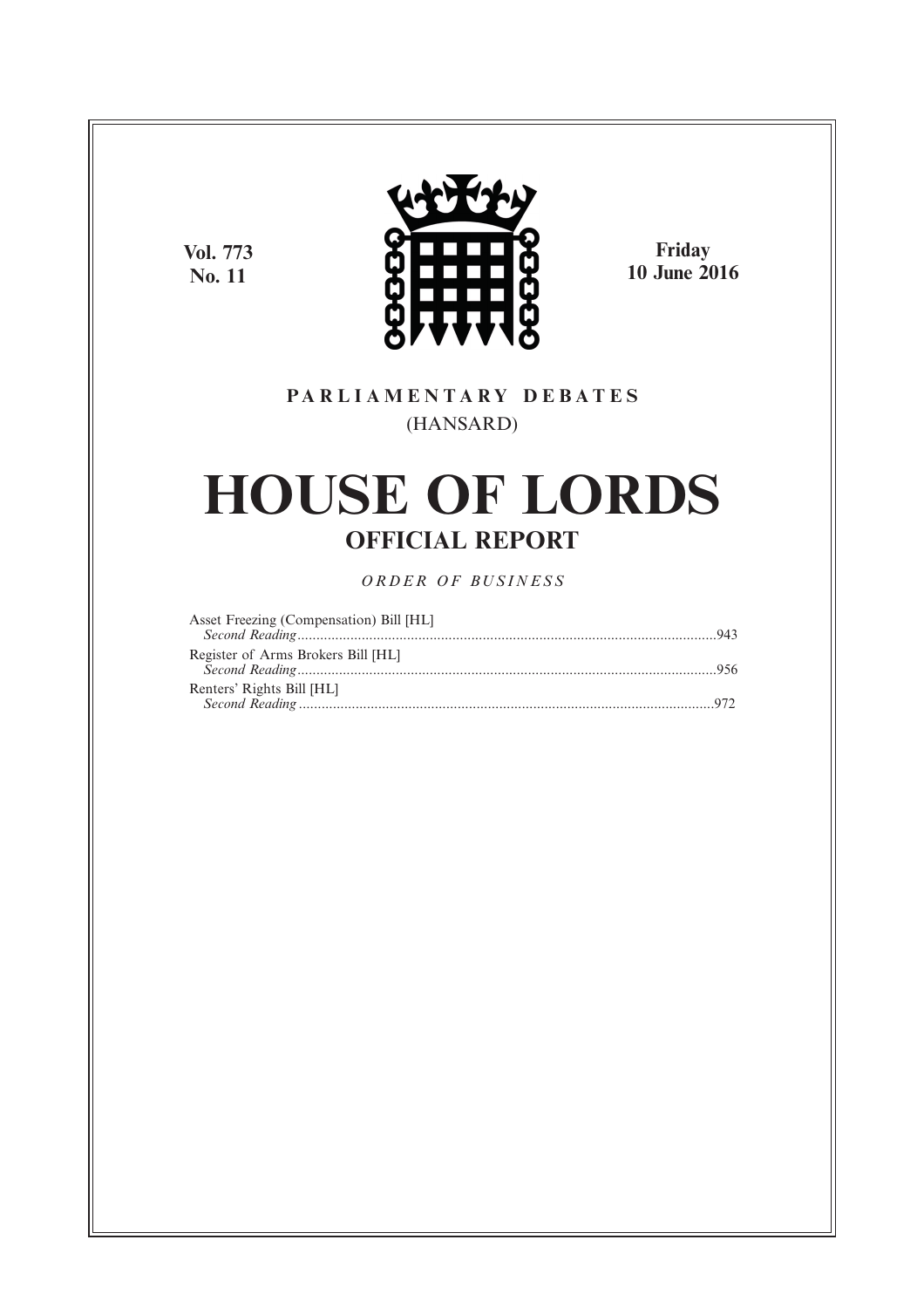Vol. 773
No. 11

Friday
10 June 2016

PARLIAMENTARY DEBATES
(HANSARD)

# HOUSE OF LORDS

## OFFICIAL REPORT

*ORDER OF BUSINESS*

Asset Freezing (Compensation) Bill [HL]
*Second Reading*..............................................................................................................943

Register of Arms Brokers Bill [HL]
*Second Reading*..............................................................................................................956

Renters' Rights Bill [HL]
*Second Reading*..............................................................................................................972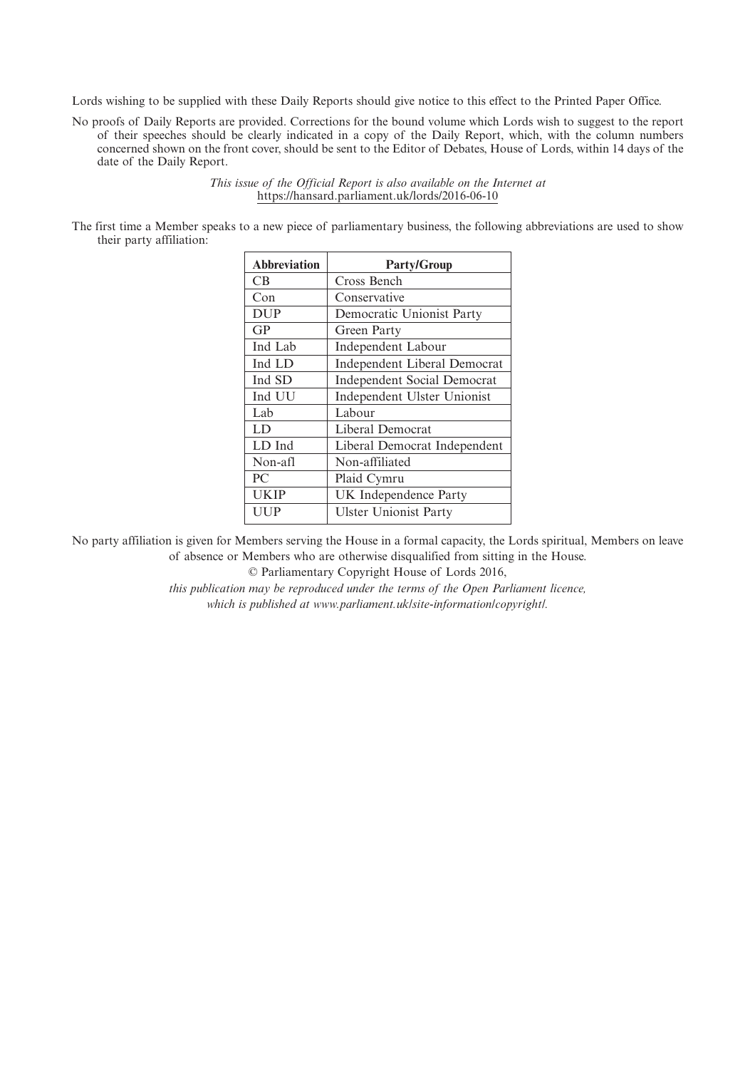Lords wishing to be supplied with these Daily Reports should give notice to this effect to the Printed Paper Office.

No proofs of Daily Reports are provided. Corrections for the bound volume which Lords wish to suggest to the report of their speeches should be clearly indicated in a copy of the Daily Report, which, with the column numbers concerned shown on the front cover, should be sent to the Editor of Debates, House of Lords, within 14 days of the date of the Daily Report.

*This issue of the Official Report is also available on the Internet at* https://hansard.parliament.uk/lords/2016-06-10

The first time a Member speaks to a new piece of parliamentary business, the following abbreviations are used to show their party affiliation:

| Abbreviation | Party/Group |
|---|---|
| CB | Cross Bench |
| Con | Conservative |
| DUP | Democratic Unionist Party |
| GP | Green Party |
| Ind Lab | Independent Labour |
| Ind LD | Independent Liberal Democrat |
| Ind SD | Independent Social Democrat |
| Ind UU | Independent Ulster Unionist |
| Lab | Labour |
| LD | Liberal Democrat |
| LD Ind | Liberal Democrat Independent |
| Non-afl | Non-affiliated |
| PC | Plaid Cymru |
| UKIP | UK Independence Party |
| UUP | Ulster Unionist Party |

No party affiliation is given for Members serving the House in a formal capacity, the Lords spiritual, Members on leave of absence or Members who are otherwise disqualified from sitting in the House.

© Parliamentary Copyright House of Lords 2016,

*this publication may be reproduced under the terms of the Open Parliament licence, which is published at www.parliament.uk/site-information/copyright/.*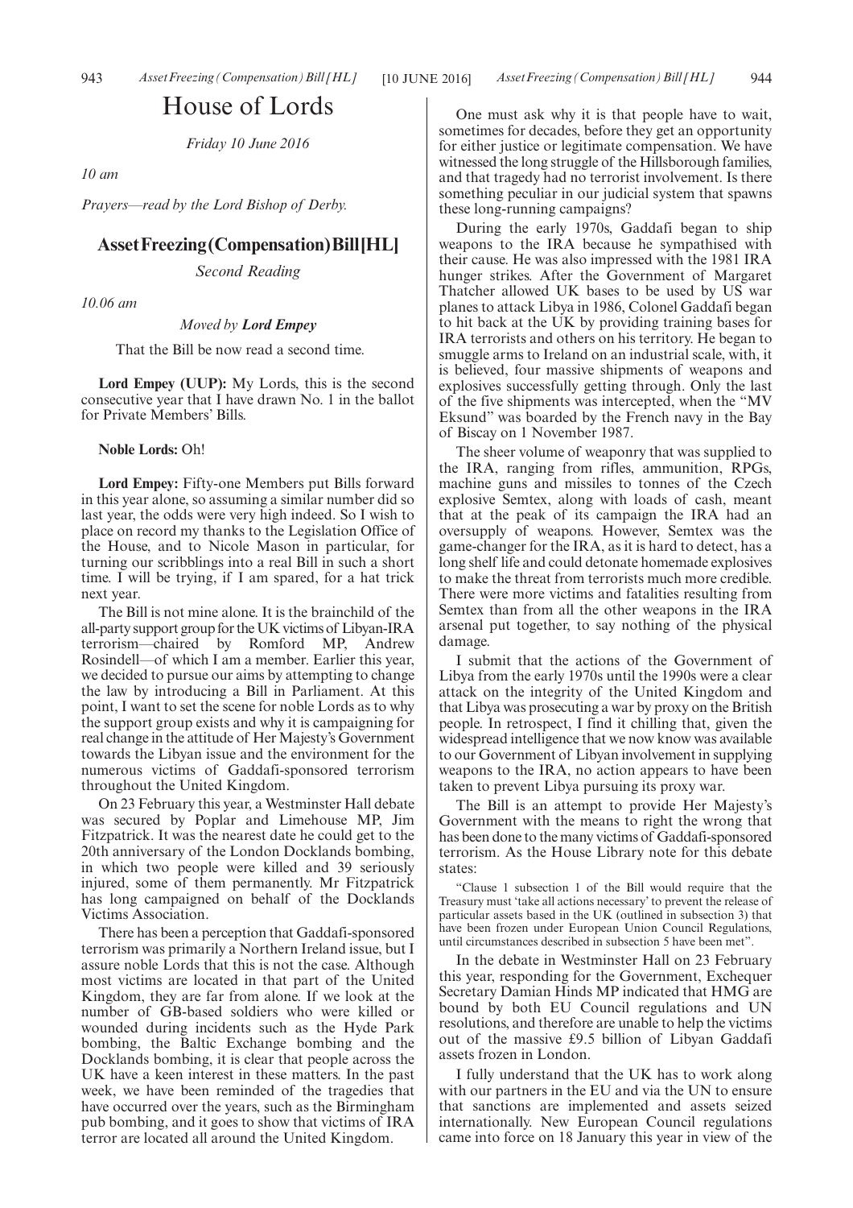# House of Lords

*Friday 10 June 2016*

*10 am*

*Prayers—read by the Lord Bishop of Derby.*

## Asset Freezing (Compensation) Bill [HL]

*Second Reading*

*10.06 am*

*Moved by* ***Lord Empey***

That the Bill be now read a second time.

**Lord Empey (UUP):** My Lords, this is the second consecutive year that I have drawn No. 1 in the ballot for Private Members' Bills.

**Noble Lords:** Oh!

**Lord Empey:** Fifty-one Members put Bills forward in this year alone, so assuming a similar number did so last year, the odds were very high indeed. So I wish to place on record my thanks to the Legislation Office of the House, and to Nicole Mason in particular, for turning our scribblings into a real Bill in such a short time. I will be trying, if I am spared, for a hat trick next year.

The Bill is not mine alone. It is the brainchild of the all-party support group for the UK victims of Libyan-IRA terrorism—chaired by Romford MP, Andrew Rosindell—of which I am a member. Earlier this year, we decided to pursue our aims by attempting to change the law by introducing a Bill in Parliament. At this point, I want to set the scene for noble Lords as to why the support group exists and why it is campaigning for real change in the attitude of Her Majesty's Government towards the Libyan issue and the environment for the numerous victims of Gaddafi-sponsored terrorism throughout the United Kingdom.

On 23 February this year, a Westminster Hall debate was secured by Poplar and Limehouse MP, Jim Fitzpatrick. It was the nearest date he could get to the 20th anniversary of the London Docklands bombing, in which two people were killed and 39 seriously injured, some of them permanently. Mr Fitzpatrick has long campaigned on behalf of the Docklands Victims Association.

There has been a perception that Gaddafi-sponsored terrorism was primarily a Northern Ireland issue, but I assure noble Lords that this is not the case. Although most victims are located in that part of the United Kingdom, they are far from alone. If we look at the number of GB-based soldiers who were killed or wounded during incidents such as the Hyde Park bombing, the Baltic Exchange bombing and the Docklands bombing, it is clear that people across the UK have a keen interest in these matters. In the past week, we have been reminded of the tragedies that have occurred over the years, such as the Birmingham pub bombing, and it goes to show that victims of IRA terror are located all around the United Kingdom.

One must ask why it is that people have to wait, sometimes for decades, before they get an opportunity for either justice or legitimate compensation. We have witnessed the long struggle of the Hillsborough families, and that tragedy had no terrorist involvement. Is there something peculiar in our judicial system that spawns these long-running campaigns?

During the early 1970s, Gaddafi began to ship weapons to the IRA because he sympathised with their cause. He was also impressed with the 1981 IRA hunger strikes. After the Government of Margaret Thatcher allowed UK bases to be used by US war planes to attack Libya in 1986, Colonel Gaddafi began to hit back at the UK by providing training bases for IRA terrorists and others on his territory. He began to smuggle arms to Ireland on an industrial scale, with, it is believed, four massive shipments of weapons and explosives successfully getting through. Only the last of the five shipments was intercepted, when the "MV Eksund" was boarded by the French navy in the Bay of Biscay on 1 November 1987.

The sheer volume of weaponry that was supplied to the IRA, ranging from rifles, ammunition, RPGs, machine guns and missiles to tonnes of the Czech explosive Semtex, along with loads of cash, meant that at the peak of its campaign the IRA had an oversupply of weapons. However, Semtex was the game-changer for the IRA, as it is hard to detect, has a long shelf life and could detonate homemade explosives to make the threat from terrorists much more credible. There were more victims and fatalities resulting from Semtex than from all the other weapons in the IRA arsenal put together, to say nothing of the physical damage.

I submit that the actions of the Government of Libya from the early 1970s until the 1990s were a clear attack on the integrity of the United Kingdom and that Libya was prosecuting a war by proxy on the British people. In retrospect, I find it chilling that, given the widespread intelligence that we now know was available to our Government of Libyan involvement in supplying weapons to the IRA, no action appears to have been taken to prevent Libya pursuing its proxy war.

The Bill is an attempt to provide Her Majesty's Government with the means to right the wrong that has been done to the many victims of Gaddafi-sponsored terrorism. As the House Library note for this debate states:

> "Clause 1 subsection 1 of the Bill would require that the Treasury must 'take all actions necessary' to prevent the release of particular assets based in the UK (outlined in subsection 3) that have been frozen under European Union Council Regulations, until circumstances described in subsection 5 have been met".

In the debate in Westminster Hall on 23 February this year, responding for the Government, Exchequer Secretary Damian Hinds MP indicated that HMG are bound by both EU Council regulations and UN resolutions, and therefore are unable to help the victims out of the massive £9.5 billion of Libyan Gaddafi assets frozen in London.

I fully understand that the UK has to work along with our partners in the EU and via the UN to ensure that sanctions are implemented and assets seized internationally. New European Council regulations came into force on 18 January this year in view of the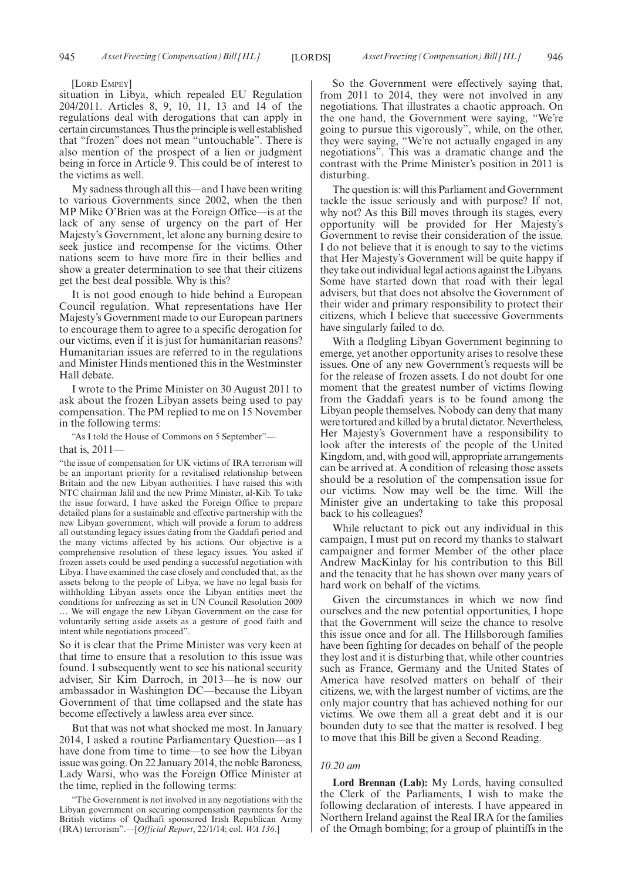[Lord Empey]

situation in Libya, which repealed EU Regulation 204/2011. Articles 8, 9, 10, 11, 13 and 14 of the regulations deal with derogations that can apply in certain circumstances. Thus the principle is well established that "frozen" does not mean "untouchable". There is also mention of the prospect of a lien or judgment being in force in Article 9. This could be of interest to the victims as well.

My sadness through all this—and I have been writing to various Governments since 2002, when the then MP Mike O'Brien was at the Foreign Office—is at the lack of any sense of urgency on the part of Her Majesty's Government, let alone any burning desire to seek justice and recompense for the victims. Other nations seem to have more fire in their bellies and show a greater determination to see that their citizens get the best deal possible. Why is this?

It is not good enough to hide behind a European Council regulation. What representations have Her Majesty's Government made to our European partners to encourage them to agree to a specific derogation for our victims, even if it is just for humanitarian reasons? Humanitarian issues are referred to in the regulations and Minister Hinds mentioned this in the Westminster Hall debate.

I wrote to the Prime Minister on 30 August 2011 to ask about the frozen Libyan assets being used to pay compensation. The PM replied to me on 15 November in the following terms:

"As I told the House of Commons on 5 September"—

that is, 2011—

"the issue of compensation for UK victims of IRA terrorism will be an important priority for a revitalised relationship between Britain and the new Libyan authorities. I have raised this with NTC chairman Jalil and the new Prime Minister, al-Kib. To take the issue forward, I have asked the Foreign Office to prepare detailed plans for a sustainable and effective partnership with the new Libyan government, which will provide a forum to address all outstanding legacy issues dating from the Gaddafi period and the many victims affected by his actions. Our objective is a comprehensive resolution of these legacy issues. You asked if frozen assets could be used pending a successful negotiation with Libya. I have examined the case closely and concluded that, as the assets belong to the people of Libya, we have no legal basis for withholding Libyan assets once the Libyan entities meet the conditions for unfreezing as set in UN Council Resolution 2009 … We will engage the new Libyan Government on the case for voluntarily setting aside assets as a gesture of good faith and intent while negotiations proceed".

So it is clear that the Prime Minister was very keen at that time to ensure that a resolution to this issue was found. I subsequently went to see his national security adviser, Sir Kim Darroch, in 2013—he is now our ambassador in Washington DC—because the Libyan Government of that time collapsed and the state has become effectively a lawless area ever since.

But that was not what shocked me most. In January 2014, I asked a routine Parliamentary Question—as I have done from time to time—to see how the Libyan issue was going. On 22 January 2014, the noble Baroness, Lady Warsi, who was the Foreign Office Minister at the time, replied in the following terms:

"The Government is not involved in any negotiations with the Libyan government on securing compensation payments for the British victims of Qadhafi sponsored Irish Republican Army (IRA) terrorism".—[*Official Report*, 22/1/14; col. *WA 136*.]

So the Government were effectively saying that, from 2011 to 2014, they were not involved in any negotiations. That illustrates a chaotic approach. On the one hand, the Government were saying, "We're going to pursue this vigorously", while, on the other, they were saying, "We're not actually engaged in any negotiations". This was a dramatic change and the contrast with the Prime Minister's position in 2011 is disturbing.

The question is: will this Parliament and Government tackle the issue seriously and with purpose? If not, why not? As this Bill moves through its stages, every opportunity will be provided for Her Majesty's Government to revise their consideration of the issue. I do not believe that it is enough to say to the victims that Her Majesty's Government will be quite happy if they take out individual legal actions against the Libyans. Some have started down that road with their legal advisers, but that does not absolve the Government of their wider and primary responsibility to protect their citizens, which I believe that successive Governments have singularly failed to do.

With a fledgling Libyan Government beginning to emerge, yet another opportunity arises to resolve these issues. One of any new Government's requests will be for the release of frozen assets. I do not doubt for one moment that the greatest number of victims flowing from the Gaddafi years is to be found among the Libyan people themselves. Nobody can deny that many were tortured and killed by a brutal dictator. Nevertheless, Her Majesty's Government have a responsibility to look after the interests of the people of the United Kingdom, and, with good will, appropriate arrangements can be arrived at. A condition of releasing those assets should be a resolution of the compensation issue for our victims. Now may well be the time. Will the Minister give an undertaking to take this proposal back to his colleagues?

While reluctant to pick out any individual in this campaign, I must put on record my thanks to stalwart campaigner and former Member of the other place Andrew MacKinlay for his contribution to this Bill and the tenacity that he has shown over many years of hard work on behalf of the victims.

Given the circumstances in which we now find ourselves and the new potential opportunities, I hope that the Government will seize the chance to resolve this issue once and for all. The Hillsborough families have been fighting for decades on behalf of the people they lost and it is disturbing that, while other countries such as France, Germany and the United States of America have resolved matters on behalf of their citizens, we, with the largest number of victims, are the only major country that has achieved nothing for our victims. We owe them all a great debt and it is our bounden duty to see that the matter is resolved. I beg to move that this Bill be given a Second Reading.

*10.20 am*

**Lord Brennan (Lab):** My Lords, having consulted the Clerk of the Parliaments, I wish to make the following declaration of interests. I have appeared in Northern Ireland against the Real IRA for the families of the Omagh bombing; for a group of plaintiffs in the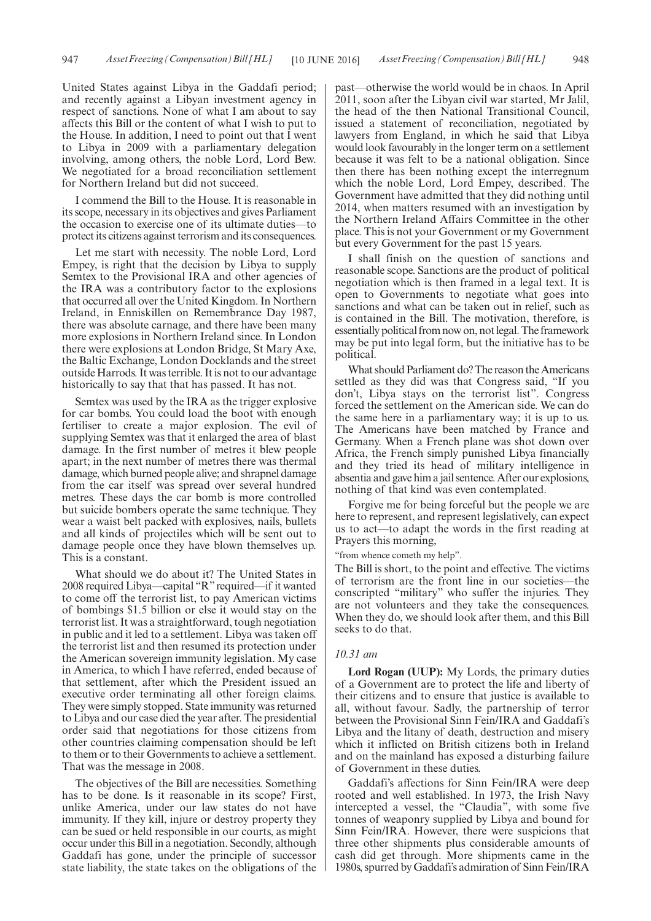United States against Libya in the Gaddafi period; and recently against a Libyan investment agency in respect of sanctions. None of what I am about to say affects this Bill or the content of what I wish to put to the House. In addition, I need to point out that I went to Libya in 2009 with a parliamentary delegation involving, among others, the noble Lord, Lord Bew. We negotiated for a broad reconciliation settlement for Northern Ireland but did not succeed.

I commend the Bill to the House. It is reasonable in its scope, necessary in its objectives and gives Parliament the occasion to exercise one of its ultimate duties—to protect its citizens against terrorism and its consequences.

Let me start with necessity. The noble Lord, Lord Empey, is right that the decision by Libya to supply Semtex to the Provisional IRA and other agencies of the IRA was a contributory factor to the explosions that occurred all over the United Kingdom. In Northern Ireland, in Enniskillen on Remembrance Day 1987, there was absolute carnage, and there have been many more explosions in Northern Ireland since. In London there were explosions at London Bridge, St Mary Axe, the Baltic Exchange, London Docklands and the street outside Harrods. It was terrible. It is not to our advantage historically to say that that has passed. It has not.

Semtex was used by the IRA as the trigger explosive for car bombs. You could load the boot with enough fertiliser to create a major explosion. The evil of supplying Semtex was that it enlarged the area of blast damage. In the first number of metres it blew people apart; in the next number of metres there was thermal damage, which burned people alive; and shrapnel damage from the car itself was spread over several hundred metres. These days the car bomb is more controlled but suicide bombers operate the same technique. They wear a waist belt packed with explosives, nails, bullets and all kinds of projectiles which will be sent out to damage people once they have blown themselves up. This is a constant.

What should we do about it? The United States in 2008 required Libya—capital "R" required—if it wanted to come off the terrorist list, to pay American victims of bombings $1.5 billion or else it would stay on the terrorist list. It was a straightforward, tough negotiation in public and it led to a settlement. Libya was taken off the terrorist list and then resumed its protection under the American sovereign immunity legislation. My case in America, to which I have referred, ended because of that settlement, after which the President issued an executive order terminating all other foreign claims. They were simply stopped. State immunity was returned to Libya and our case died the year after. The presidential order said that negotiations for those citizens from other countries claiming compensation should be left to them or to their Governments to achieve a settlement. That was the message in 2008.

The objectives of the Bill are necessities. Something has to be done. Is it reasonable in its scope? First, unlike America, under our law states do not have immunity. If they kill, injure or destroy property they can be sued or held responsible in our courts, as might occur under this Bill in a negotiation. Secondly, although Gaddafi has gone, under the principle of successor state liability, the state takes on the obligations of the past—otherwise the world would be in chaos. In April 2011, soon after the Libyan civil war started, Mr Jalil, the head of the then National Transitional Council, issued a statement of reconciliation, negotiated by lawyers from England, in which he said that Libya would look favourably in the longer term on a settlement because it was felt to be a national obligation. Since then there has been nothing except the interregnum which the noble Lord, Lord Empey, described. The Government have admitted that they did nothing until 2014, when matters resumed with an investigation by the Northern Ireland Affairs Committee in the other place. This is not your Government or my Government but every Government for the past 15 years.

I shall finish on the question of sanctions and reasonable scope. Sanctions are the product of political negotiation which is then framed in a legal text. It is open to Governments to negotiate what goes into sanctions and what can be taken out in relief, such as is contained in the Bill. The motivation, therefore, is essentially political from now on, not legal. The framework may be put into legal form, but the initiative has to be political.

What should Parliament do? The reason the Americans settled as they did was that Congress said, "If you don't, Libya stays on the terrorist list". Congress forced the settlement on the American side. We can do the same here in a parliamentary way; it is up to us. The Americans have been matched by France and Germany. When a French plane was shot down over Africa, the French simply punished Libya financially and they tried its head of military intelligence in absentia and gave him a jail sentence. After our explosions, nothing of that kind was even contemplated.

Forgive me for being forceful but the people we are here to represent, and represent legislatively, can expect us to act—to adapt the words in the first reading at Prayers this morning,

"from whence cometh my help".

The Bill is short, to the point and effective. The victims of terrorism are the front line in our societies—the conscripted "military" who suffer the injuries. They are not volunteers and they take the consequences. When they do, we should look after them, and this Bill seeks to do that.

*10.31 am*

**Lord Rogan (UUP):** My Lords, the primary duties of a Government are to protect the life and liberty of their citizens and to ensure that justice is available to all, without favour. Sadly, the partnership of terror between the Provisional Sinn Fein/IRA and Gaddafi's Libya and the litany of death, destruction and misery which it inflicted on British citizens both in Ireland and on the mainland has exposed a disturbing failure of Government in these duties.

Gaddafi's affections for Sinn Fein/IRA were deep rooted and well established. In 1973, the Irish Navy intercepted a vessel, the "Claudia", with some five tonnes of weaponry supplied by Libya and bound for Sinn Fein/IRA. However, there were suspicions that three other shipments plus considerable amounts of cash did get through. More shipments came in the 1980s, spurred by Gaddafi's admiration of Sinn Fein/IRA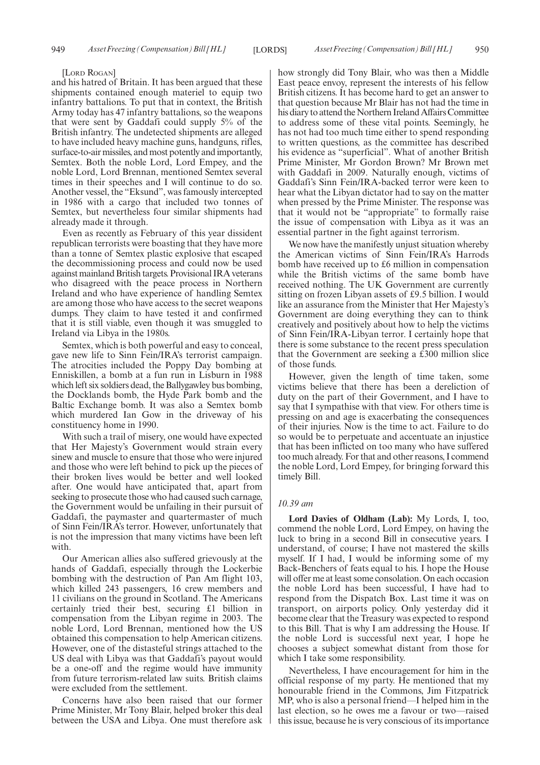[Lord Rogan]

and his hatred of Britain. It has been argued that these shipments contained enough materiel to equip two infantry battalions. To put that in context, the British Army today has 47 infantry battalions, so the weapons that were sent by Gaddafi could supply 5% of the British infantry. The undetected shipments are alleged to have included heavy machine guns, handguns, rifles, surface-to-air missiles, and most potently and importantly, Semtex. Both the noble Lord, Lord Empey, and the noble Lord, Lord Brennan, mentioned Semtex several times in their speeches and I will continue to do so. Another vessel, the "Eksund", was famously intercepted in 1986 with a cargo that included two tonnes of Semtex, but nevertheless four similar shipments had already made it through.

Even as recently as February of this year dissident republican terrorists were boasting that they have more than a tonne of Semtex plastic explosive that escaped the decommissioning process and could now be used against mainland British targets. Provisional IRA veterans who disagreed with the peace process in Northern Ireland and who have experience of handling Semtex are among those who have access to the secret weapons dumps. They claim to have tested it and confirmed that it is still viable, even though it was smuggled to Ireland via Libya in the 1980s.

Semtex, which is both powerful and easy to conceal, gave new life to Sinn Fein/IRA's terrorist campaign. The atrocities included the Poppy Day bombing at Enniskillen, a bomb at a fun run in Lisburn in 1988 which left six soldiers dead, the Ballygawley bus bombing, the Docklands bomb, the Hyde Park bomb and the Baltic Exchange bomb. It was also a Semtex bomb which murdered Ian Gow in the driveway of his constituency home in 1990.

With such a trail of misery, one would have expected that Her Majesty's Government would strain every sinew and muscle to ensure that those who were injured and those who were left behind to pick up the pieces of their broken lives would be better and well looked after. One would have anticipated that, apart from seeking to prosecute those who had caused such carnage, the Government would be unfailing in their pursuit of Gaddafi, the paymaster and quartermaster of much of Sinn Fein/IRA's terror. However, unfortunately that is not the impression that many victims have been left with.

Our American allies also suffered grievously at the hands of Gaddafi, especially through the Lockerbie bombing with the destruction of Pan Am flight 103, which killed 243 passengers, 16 crew members and 11 civilians on the ground in Scotland. The Americans certainly tried their best, securing £1 billion in compensation from the Libyan regime in 2003. The noble Lord, Lord Brennan, mentioned how the US obtained this compensation to help American citizens. However, one of the distasteful strings attached to the US deal with Libya was that Gaddafi's payout would be a one-off and the regime would have immunity from future terrorism-related law suits. British claims were excluded from the settlement.

Concerns have also been raised that our former Prime Minister, Mr Tony Blair, helped broker this deal between the USA and Libya. One must therefore ask how strongly did Tony Blair, who was then a Middle East peace envoy, represent the interests of his fellow British citizens. It has become hard to get an answer to that question because Mr Blair has not had the time in his diary to attend the Northern Ireland Affairs Committee to address some of these vital points. Seemingly, he has not had too much time either to spend responding to written questions, as the committee has described his evidence as "superficial". What of another British Prime Minister, Mr Gordon Brown? Mr Brown met with Gaddafi in 2009. Naturally enough, victims of Gaddafi's Sinn Fein/IRA-backed terror were keen to hear what the Libyan dictator had to say on the matter when pressed by the Prime Minister. The response was that it would not be "appropriate" to formally raise the issue of compensation with Libya as it was an essential partner in the fight against terrorism.

We now have the manifestly unjust situation whereby the American victims of Sinn Fein/IRA's Harrods bomb have received up to £6 million in compensation while the British victims of the same bomb have received nothing. The UK Government are currently sitting on frozen Libyan assets of £9.5 billion. I would like an assurance from the Minister that Her Majesty's Government are doing everything they can to think creatively and positively about how to help the victims of Sinn Fein/IRA-Libyan terror. I certainly hope that there is some substance to the recent press speculation that the Government are seeking a £300 million slice of those funds.

However, given the length of time taken, some victims believe that there has been a dereliction of duty on the part of their Government, and I have to say that I sympathise with that view. For others time is pressing on and age is exacerbating the consequences of their injuries. Now is the time to act. Failure to do so would be to perpetuate and accentuate an injustice that has been inflicted on too many who have suffered too much already. For that and other reasons, I commend the noble Lord, Lord Empey, for bringing forward this timely Bill.

*10.39 am*

**Lord Davies of Oldham (Lab):** My Lords, I, too, commend the noble Lord, Lord Empey, on having the luck to bring in a second Bill in consecutive years. I understand, of course; I have not mastered the skills myself. If I had, I would be informing some of my Back-Benchers of feats equal to his. I hope the House will offer me at least some consolation. On each occasion the noble Lord has been successful, I have had to respond from the Dispatch Box. Last time it was on transport, on airports policy. Only yesterday did it become clear that the Treasury was expected to respond to this Bill. That is why I am addressing the House. If the noble Lord is successful next year, I hope he chooses a subject somewhat distant from those for which I take some responsibility.

Nevertheless, I have encouragement for him in the official response of my party. He mentioned that my honourable friend in the Commons, Jim Fitzpatrick MP, who is also a personal friend—I helped him in the last election, so he owes me a favour or two—raised this issue, because he is very conscious of its importance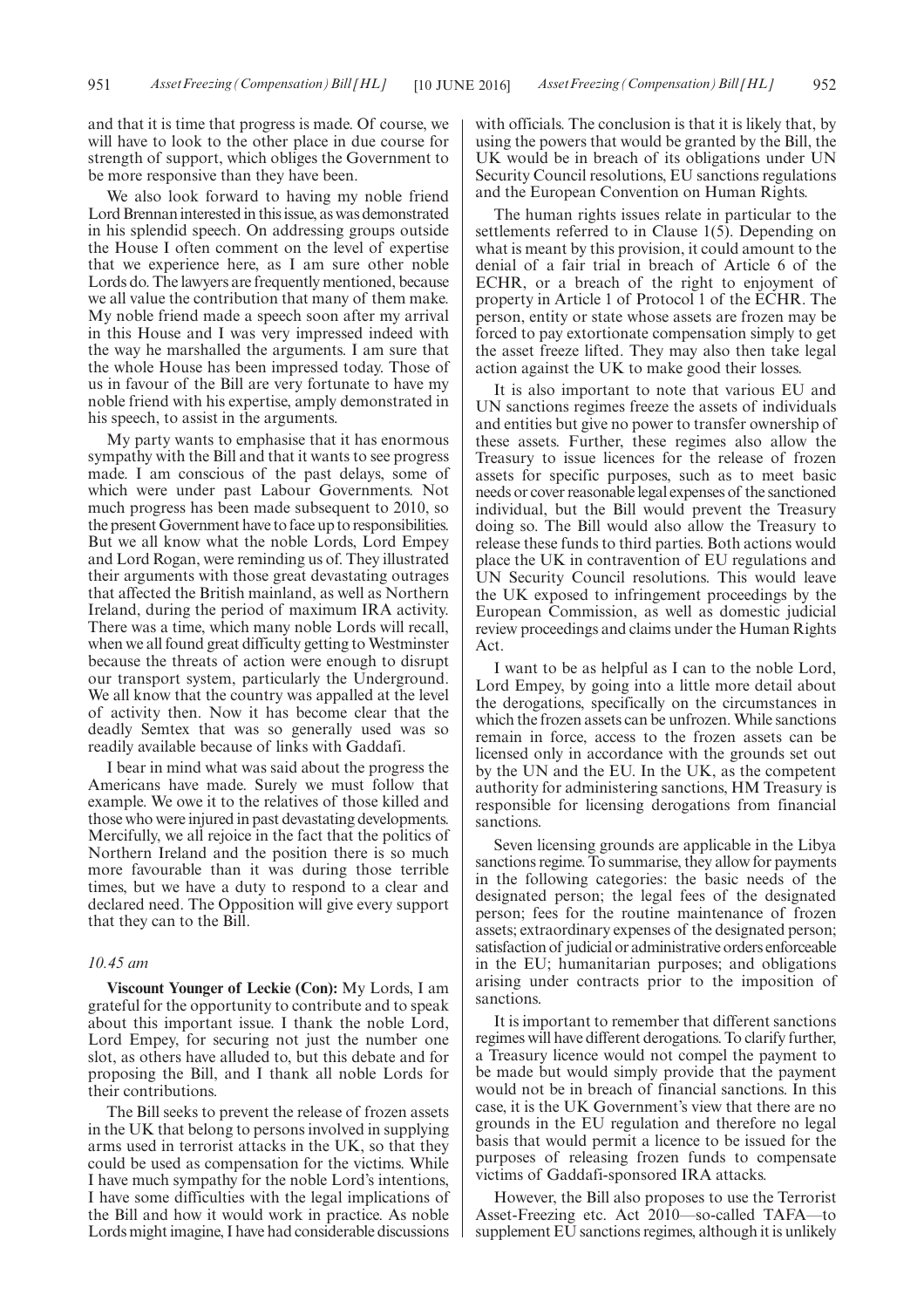and that it is time that progress is made. Of course, we will have to look to the other place in due course for strength of support, which obliges the Government to be more responsive than they have been.

We also look forward to having my noble friend Lord Brennan interested in this issue, as was demonstrated in his splendid speech. On addressing groups outside the House I often comment on the level of expertise that we experience here, as I am sure other noble Lords do. The lawyers are frequently mentioned, because we all value the contribution that many of them make. My noble friend made a speech soon after my arrival in this House and I was very impressed indeed with the way he marshalled the arguments. I am sure that the whole House has been impressed today. Those of us in favour of the Bill are very fortunate to have my noble friend with his expertise, amply demonstrated in his speech, to assist in the arguments.

My party wants to emphasise that it has enormous sympathy with the Bill and that it wants to see progress made. I am conscious of the past delays, some of which were under past Labour Governments. Not much progress has been made subsequent to 2010, so the present Government have to face up to responsibilities. But we all know what the noble Lords, Lord Empey and Lord Rogan, were reminding us of. They illustrated their arguments with those great devastating outrages that affected the British mainland, as well as Northern Ireland, during the period of maximum IRA activity. There was a time, which many noble Lords will recall, when we all found great difficulty getting to Westminster because the threats of action were enough to disrupt our transport system, particularly the Underground. We all know that the country was appalled at the level of activity then. Now it has become clear that the deadly Semtex that was so generally used was so readily available because of links with Gaddafi.

I bear in mind what was said about the progress the Americans have made. Surely we must follow that example. We owe it to the relatives of those killed and those who were injured in past devastating developments. Mercifully, we all rejoice in the fact that the politics of Northern Ireland and the position there is so much more favourable than it was during those terrible times, but we have a duty to respond to a clear and declared need. The Opposition will give every support that they can to the Bill.

*10.45 am*

**Viscount Younger of Leckie (Con):** My Lords, I am grateful for the opportunity to contribute and to speak about this important issue. I thank the noble Lord, Lord Empey, for securing not just the number one slot, as others have alluded to, but this debate and for proposing the Bill, and I thank all noble Lords for their contributions.

The Bill seeks to prevent the release of frozen assets in the UK that belong to persons involved in supplying arms used in terrorist attacks in the UK, so that they could be used as compensation for the victims. While I have much sympathy for the noble Lord's intentions, I have some difficulties with the legal implications of the Bill and how it would work in practice. As noble Lords might imagine, I have had considerable discussions with officials. The conclusion is that it is likely that, by using the powers that would be granted by the Bill, the UK would be in breach of its obligations under UN Security Council resolutions, EU sanctions regulations and the European Convention on Human Rights.

The human rights issues relate in particular to the settlements referred to in Clause 1(5). Depending on what is meant by this provision, it could amount to the denial of a fair trial in breach of Article 6 of the ECHR, or a breach of the right to enjoyment of property in Article 1 of Protocol 1 of the ECHR. The person, entity or state whose assets are frozen may be forced to pay extortionate compensation simply to get the asset freeze lifted. They may also then take legal action against the UK to make good their losses.

It is also important to note that various EU and UN sanctions regimes freeze the assets of individuals and entities but give no power to transfer ownership of these assets. Further, these regimes also allow the Treasury to issue licences for the release of frozen assets for specific purposes, such as to meet basic needs or cover reasonable legal expenses of the sanctioned individual, but the Bill would prevent the Treasury doing so. The Bill would also allow the Treasury to release these funds to third parties. Both actions would place the UK in contravention of EU regulations and UN Security Council resolutions. This would leave the UK exposed to infringement proceedings by the European Commission, as well as domestic judicial review proceedings and claims under the Human Rights Act.

I want to be as helpful as I can to the noble Lord, Lord Empey, by going into a little more detail about the derogations, specifically on the circumstances in which the frozen assets can be unfrozen. While sanctions remain in force, access to the frozen assets can be licensed only in accordance with the grounds set out by the UN and the EU. In the UK, as the competent authority for administering sanctions, HM Treasury is responsible for licensing derogations from financial sanctions.

Seven licensing grounds are applicable in the Libya sanctions regime. To summarise, they allow for payments in the following categories: the basic needs of the designated person; the legal fees of the designated person; fees for the routine maintenance of frozen assets; extraordinary expenses of the designated person; satisfaction of judicial or administrative orders enforceable in the EU; humanitarian purposes; and obligations arising under contracts prior to the imposition of sanctions.

It is important to remember that different sanctions regimes will have different derogations. To clarify further, a Treasury licence would not compel the payment to be made but would simply provide that the payment would not be in breach of financial sanctions. In this case, it is the UK Government's view that there are no grounds in the EU regulation and therefore no legal basis that would permit a licence to be issued for the purposes of releasing frozen funds to compensate victims of Gaddafi-sponsored IRA attacks.

However, the Bill also proposes to use the Terrorist Asset-Freezing etc. Act 2010—so-called TAFA—to supplement EU sanctions regimes, although it is unlikely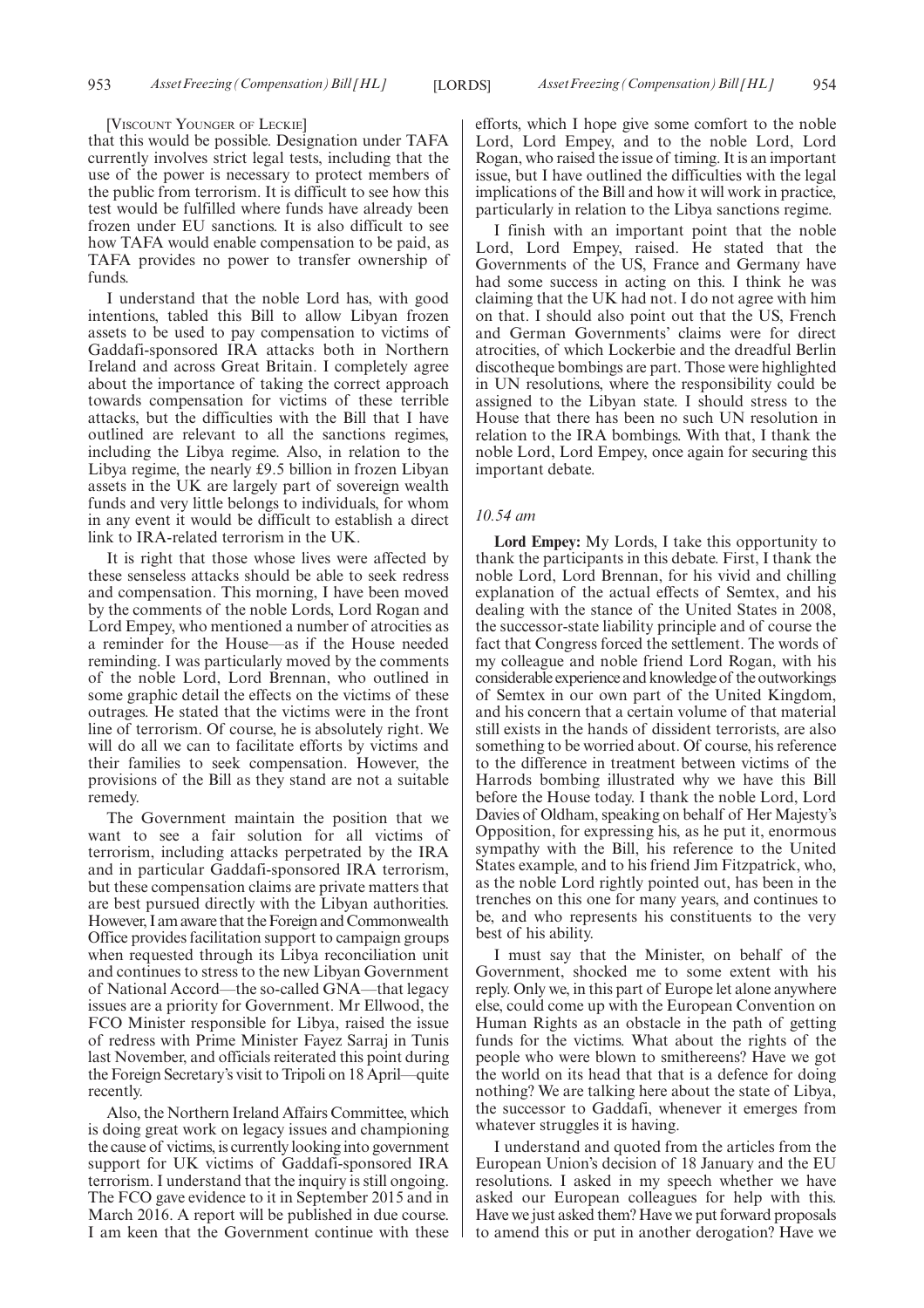[Viscount Younger of Leckie]

that this would be possible. Designation under TAFA currently involves strict legal tests, including that the use of the power is necessary to protect members of the public from terrorism. It is difficult to see how this test would be fulfilled where funds have already been frozen under EU sanctions. It is also difficult to see how TAFA would enable compensation to be paid, as TAFA provides no power to transfer ownership of funds.

I understand that the noble Lord has, with good intentions, tabled this Bill to allow Libyan frozen assets to be used to pay compensation to victims of Gaddafi-sponsored IRA attacks both in Northern Ireland and across Great Britain. I completely agree about the importance of taking the correct approach towards compensation for victims of these terrible attacks, but the difficulties with the Bill that I have outlined are relevant to all the sanctions regimes, including the Libya regime. Also, in relation to the Libya regime, the nearly £9.5 billion in frozen Libyan assets in the UK are largely part of sovereign wealth funds and very little belongs to individuals, for whom in any event it would be difficult to establish a direct link to IRA-related terrorism in the UK.

It is right that those whose lives were affected by these senseless attacks should be able to seek redress and compensation. This morning, I have been moved by the comments of the noble Lords, Lord Rogan and Lord Empey, who mentioned a number of atrocities as a reminder for the House—as if the House needed reminding. I was particularly moved by the comments of the noble Lord, Lord Brennan, who outlined in some graphic detail the effects on the victims of these outrages. He stated that the victims were in the front line of terrorism. Of course, he is absolutely right. We will do all we can to facilitate efforts by victims and their families to seek compensation. However, the provisions of the Bill as they stand are not a suitable remedy.

The Government maintain the position that we want to see a fair solution for all victims of terrorism, including attacks perpetrated by the IRA and in particular Gaddafi-sponsored IRA terrorism, but these compensation claims are private matters that are best pursued directly with the Libyan authorities. However, I am aware that the Foreign and Commonwealth Office provides facilitation support to campaign groups when requested through its Libya reconciliation unit and continues to stress to the new Libyan Government of National Accord—the so-called GNA—that legacy issues are a priority for Government. Mr Ellwood, the FCO Minister responsible for Libya, raised the issue of redress with Prime Minister Fayez Sarraj in Tunis last November, and officials reiterated this point during the Foreign Secretary's visit to Tripoli on 18 April—quite recently.

Also, the Northern Ireland Affairs Committee, which is doing great work on legacy issues and championing the cause of victims, is currently looking into government support for UK victims of Gaddafi-sponsored IRA terrorism. I understand that the inquiry is still ongoing. The FCO gave evidence to it in September 2015 and in March 2016. A report will be published in due course. I am keen that the Government continue with these efforts, which I hope give some comfort to the noble Lord, Lord Empey, and to the noble Lord, Lord Rogan, who raised the issue of timing. It is an important issue, but I have outlined the difficulties with the legal implications of the Bill and how it will work in practice, particularly in relation to the Libya sanctions regime.

I finish with an important point that the noble Lord, Lord Empey, raised. He stated that the Governments of the US, France and Germany have had some success in acting on this. I think he was claiming that the UK had not. I do not agree with him on that. I should also point out that the US, French and German Governments' claims were for direct atrocities, of which Lockerbie and the dreadful Berlin discotheque bombings are part. Those were highlighted in UN resolutions, where the responsibility could be assigned to the Libyan state. I should stress to the House that there has been no such UN resolution in relation to the IRA bombings. With that, I thank the noble Lord, Lord Empey, once again for securing this important debate.

*10.54 am*

**Lord Empey:** My Lords, I take this opportunity to thank the participants in this debate. First, I thank the noble Lord, Lord Brennan, for his vivid and chilling explanation of the actual effects of Semtex, and his dealing with the stance of the United States in 2008, the successor-state liability principle and of course the fact that Congress forced the settlement. The words of my colleague and noble friend Lord Rogan, with his considerable experience and knowledge of the outworkings of Semtex in our own part of the United Kingdom, and his concern that a certain volume of that material still exists in the hands of dissident terrorists, are also something to be worried about. Of course, his reference to the difference in treatment between victims of the Harrods bombing illustrated why we have this Bill before the House today. I thank the noble Lord, Lord Davies of Oldham, speaking on behalf of Her Majesty's Opposition, for expressing his, as he put it, enormous sympathy with the Bill, his reference to the United States example, and to his friend Jim Fitzpatrick, who, as the noble Lord rightly pointed out, has been in the trenches on this one for many years, and continues to be, and who represents his constituents to the very best of his ability.

I must say that the Minister, on behalf of the Government, shocked me to some extent with his reply. Only we, in this part of Europe let alone anywhere else, could come up with the European Convention on Human Rights as an obstacle in the path of getting funds for the victims. What about the rights of the people who were blown to smithereens? Have we got the world on its head that that is a defence for doing nothing? We are talking here about the state of Libya, the successor to Gaddafi, whenever it emerges from whatever struggles it is having.

I understand and quoted from the articles from the European Union's decision of 18 January and the EU resolutions. I asked in my speech whether we have asked our European colleagues for help with this. Have we just asked them? Have we put forward proposals to amend this or put in another derogation? Have we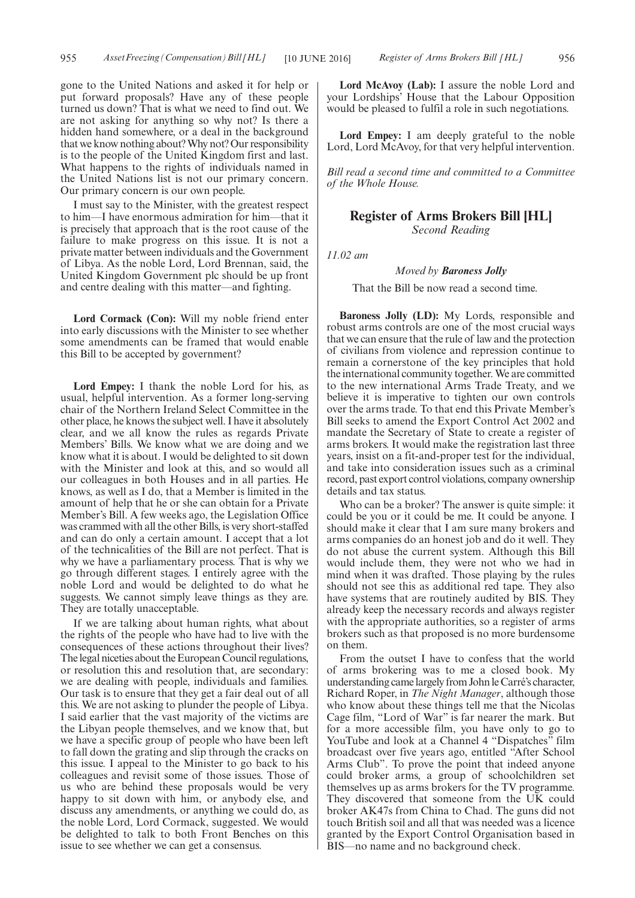gone to the United Nations and asked it for help or put forward proposals? Have any of these people turned us down? That is what we need to find out. We are not asking for anything so why not? Is there a hidden hand somewhere, or a deal in the background that we know nothing about? Why not? Our responsibility is to the people of the United Kingdom first and last. What happens to the rights of individuals named in the United Nations list is not our primary concern. Our primary concern is our own people.

I must say to the Minister, with the greatest respect to him—I have enormous admiration for him—that it is precisely that approach that is the root cause of the failure to make progress on this issue. It is not a private matter between individuals and the Government of Libya. As the noble Lord, Lord Brennan, said, the United Kingdom Government plc should be up front and centre dealing with this matter—and fighting.

**Lord Cormack (Con):** Will my noble friend enter into early discussions with the Minister to see whether some amendments can be framed that would enable this Bill to be accepted by government?

**Lord Empey:** I thank the noble Lord for his, as usual, helpful intervention. As a former long-serving chair of the Northern Ireland Select Committee in the other place, he knows the subject well. I have it absolutely clear, and we all know the rules as regards Private Members' Bills. We know what we are doing and we know what it is about. I would be delighted to sit down with the Minister and look at this, and so would all our colleagues in both Houses and in all parties. He knows, as well as I do, that a Member is limited in the amount of help that he or she can obtain for a Private Member's Bill. A few weeks ago, the Legislation Office was crammed with all the other Bills, is very short-staffed and can do only a certain amount. I accept that a lot of the technicalities of the Bill are not perfect. That is why we have a parliamentary process. That is why we go through different stages. I entirely agree with the noble Lord and would be delighted to do what he suggests. We cannot simply leave things as they are. They are totally unacceptable.

If we are talking about human rights, what about the rights of the people who have had to live with the consequences of these actions throughout their lives? The legal niceties about the European Council regulations, or resolution this and resolution that, are secondary: we are dealing with people, individuals and families. Our task is to ensure that they get a fair deal out of all this. We are not asking to plunder the people of Libya. I said earlier that the vast majority of the victims are the Libyan people themselves, and we know that, but we have a specific group of people who have been left to fall down the grating and slip through the cracks on this issue. I appeal to the Minister to go back to his colleagues and revisit some of those issues. Those of us who are behind these proposals would be very happy to sit down with him, or anybody else, and discuss any amendments, or anything we could do, as the noble Lord, Lord Cormack, suggested. We would be delighted to talk to both Front Benches on this issue to see whether we can get a consensus.

**Lord McAvoy (Lab):** I assure the noble Lord and your Lordships' House that the Labour Opposition would be pleased to fulfil a role in such negotiations.

**Lord Empey:** I am deeply grateful to the noble Lord, Lord McAvoy, for that very helpful intervention.

*Bill read a second time and committed to a Committee of the Whole House.*

## Register of Arms Brokers Bill [HL]

*Second Reading*

*11.02 am*

*Moved by* ***Baroness Jolly***

That the Bill be now read a second time.

**Baroness Jolly (LD):** My Lords, responsible and robust arms controls are one of the most crucial ways that we can ensure that the rule of law and the protection of civilians from violence and repression continue to remain a cornerstone of the key principles that hold the international community together. We are committed to the new international Arms Trade Treaty, and we believe it is imperative to tighten our own controls over the arms trade. To that end this Private Member's Bill seeks to amend the Export Control Act 2002 and mandate the Secretary of State to create a register of arms brokers. It would make the registration last three years, insist on a fit-and-proper test for the individual, and take into consideration issues such as a criminal record, past export control violations, company ownership details and tax status.

Who can be a broker? The answer is quite simple: it could be you or it could be me. It could be anyone. I should make it clear that I am sure many brokers and arms companies do an honest job and do it well. They do not abuse the current system. Although this Bill would include them, they were not who we had in mind when it was drafted. Those playing by the rules should not see this as additional red tape. They also have systems that are routinely audited by BIS. They already keep the necessary records and always register with the appropriate authorities, so a register of arms brokers such as that proposed is no more burdensome on them.

From the outset I have to confess that the world of arms brokering was to me a closed book. My understanding came largely from John le Carré's character, Richard Roper, in *The Night Manager*, although those who know about these things tell me that the Nicolas Cage film, "Lord of War" is far nearer the mark. But for a more accessible film, you have only to go to YouTube and look at a Channel 4 "Dispatches" film broadcast over five years ago, entitled "After School Arms Club". To prove the point that indeed anyone could broker arms, a group of schoolchildren set themselves up as arms brokers for the TV programme. They discovered that someone from the UK could broker AK47s from China to Chad. The guns did not touch British soil and all that was needed was a licence granted by the Export Control Organisation based in BIS—no name and no background check.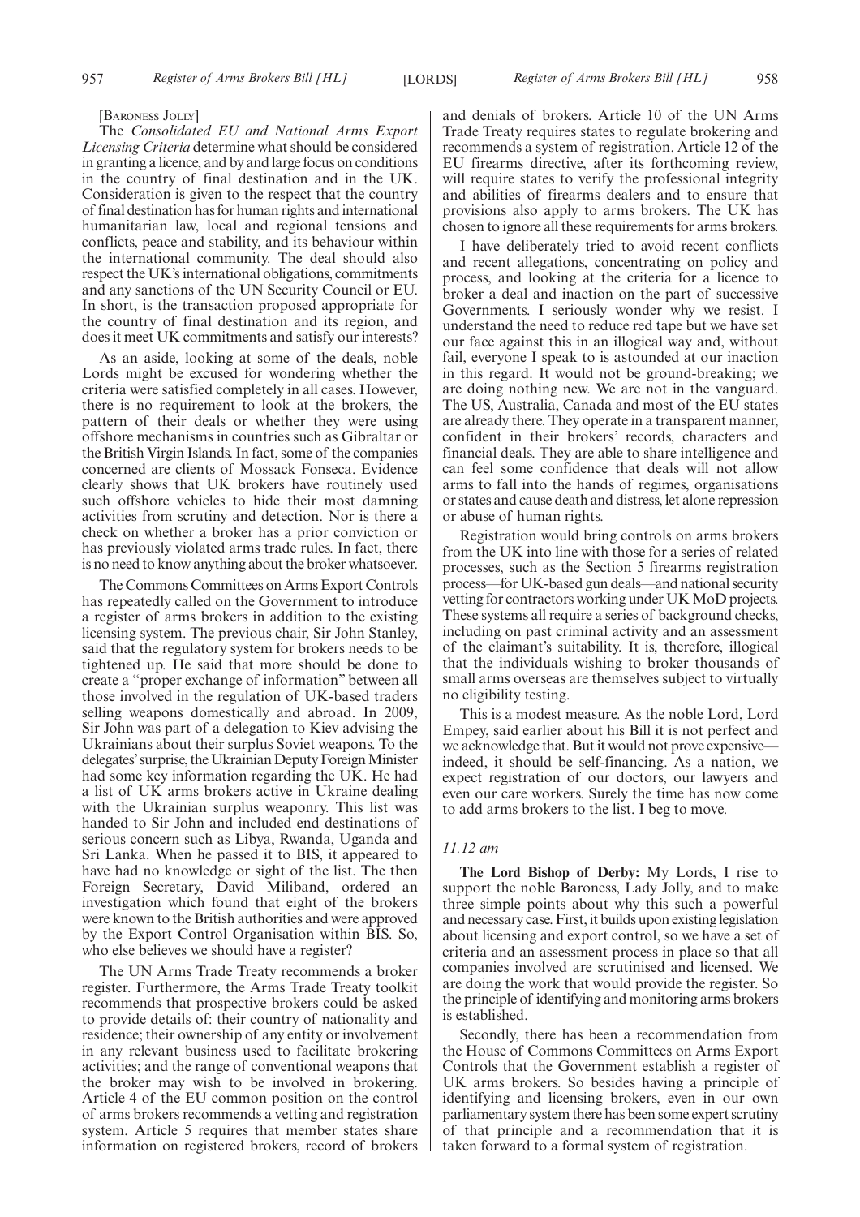[Baroness Jolly]

The *Consolidated EU and National Arms Export Licensing Criteria* determine what should be considered in granting a licence, and by and large focus on conditions in the country of final destination and in the UK. Consideration is given to the respect that the country of final destination has for human rights and international humanitarian law, local and regional tensions and conflicts, peace and stability, and its behaviour within the international community. The deal should also respect the UK's international obligations, commitments and any sanctions of the UN Security Council or EU. In short, is the transaction proposed appropriate for the country of final destination and its region, and does it meet UK commitments and satisfy our interests?

As an aside, looking at some of the deals, noble Lords might be excused for wondering whether the criteria were satisfied completely in all cases. However, there is no requirement to look at the brokers, the pattern of their deals or whether they were using offshore mechanisms in countries such as Gibraltar or the British Virgin Islands. In fact, some of the companies concerned are clients of Mossack Fonseca. Evidence clearly shows that UK brokers have routinely used such offshore vehicles to hide their most damning activities from scrutiny and detection. Nor is there a check on whether a broker has a prior conviction or has previously violated arms trade rules. In fact, there is no need to know anything about the broker whatsoever.

The Commons Committees on Arms Export Controls has repeatedly called on the Government to introduce a register of arms brokers in addition to the existing licensing system. The previous chair, Sir John Stanley, said that the regulatory system for brokers needs to be tightened up. He said that more should be done to create a "proper exchange of information" between all those involved in the regulation of UK-based traders selling weapons domestically and abroad. In 2009, Sir John was part of a delegation to Kiev advising the Ukrainians about their surplus Soviet weapons. To the delegates' surprise, the Ukrainian Deputy Foreign Minister had some key information regarding the UK. He had a list of UK arms brokers active in Ukraine dealing with the Ukrainian surplus weaponry. This list was handed to Sir John and included end destinations of serious concern such as Libya, Rwanda, Uganda and Sri Lanka. When he passed it to BIS, it appeared to have had no knowledge or sight of the list. The then Foreign Secretary, David Miliband, ordered an investigation which found that eight of the brokers were known to the British authorities and were approved by the Export Control Organisation within BIS. So, who else believes we should have a register?

The UN Arms Trade Treaty recommends a broker register. Furthermore, the Arms Trade Treaty toolkit recommends that prospective brokers could be asked to provide details of: their country of nationality and residence; their ownership of any entity or involvement in any relevant business used to facilitate brokering activities; and the range of conventional weapons that the broker may wish to be involved in brokering. Article 4 of the EU common position on the control of arms brokers recommends a vetting and registration system. Article 5 requires that member states share information on registered brokers, record of brokers and denials of brokers. Article 10 of the UN Arms Trade Treaty requires states to regulate brokering and recommends a system of registration. Article 12 of the EU firearms directive, after its forthcoming review, will require states to verify the professional integrity and abilities of firearms dealers and to ensure that provisions also apply to arms brokers. The UK has chosen to ignore all these requirements for arms brokers.

I have deliberately tried to avoid recent conflicts and recent allegations, concentrating on policy and process, and looking at the criteria for a licence to broker a deal and inaction on the part of successive Governments. I seriously wonder why we resist. I understand the need to reduce red tape but we have set our face against this in an illogical way and, without fail, everyone I speak to is astounded at our inaction in this regard. It would not be ground-breaking; we are doing nothing new. We are not in the vanguard. The US, Australia, Canada and most of the EU states are already there. They operate in a transparent manner, confident in their brokers' records, characters and financial deals. They are able to share intelligence and can feel some confidence that deals will not allow arms to fall into the hands of regimes, organisations or states and cause death and distress, let alone repression or abuse of human rights.

Registration would bring controls on arms brokers from the UK into line with those for a series of related processes, such as the Section 5 firearms registration process—for UK-based gun deals—and national security vetting for contractors working under UK MoD projects. These systems all require a series of background checks, including on past criminal activity and an assessment of the claimant's suitability. It is, therefore, illogical that the individuals wishing to broker thousands of small arms overseas are themselves subject to virtually no eligibility testing.

This is a modest measure. As the noble Lord, Lord Empey, said earlier about his Bill it is not perfect and we acknowledge that. But it would not prove expensive—indeed, it should be self-financing. As a nation, we expect registration of our doctors, our lawyers and even our care workers. Surely the time has now come to add arms brokers to the list. I beg to move.

*11.12 am*

**The Lord Bishop of Derby:** My Lords, I rise to support the noble Baroness, Lady Jolly, and to make three simple points about why this such a powerful and necessary case. First, it builds upon existing legislation about licensing and export control, so we have a set of criteria and an assessment process in place so that all companies involved are scrutinised and licensed. We are doing the work that would provide the register. So the principle of identifying and monitoring arms brokers is established.

Secondly, there has been a recommendation from the House of Commons Committees on Arms Export Controls that the Government establish a register of UK arms brokers. So besides having a principle of identifying and licensing brokers, even in our own parliamentary system there has been some expert scrutiny of that principle and a recommendation that it is taken forward to a formal system of registration.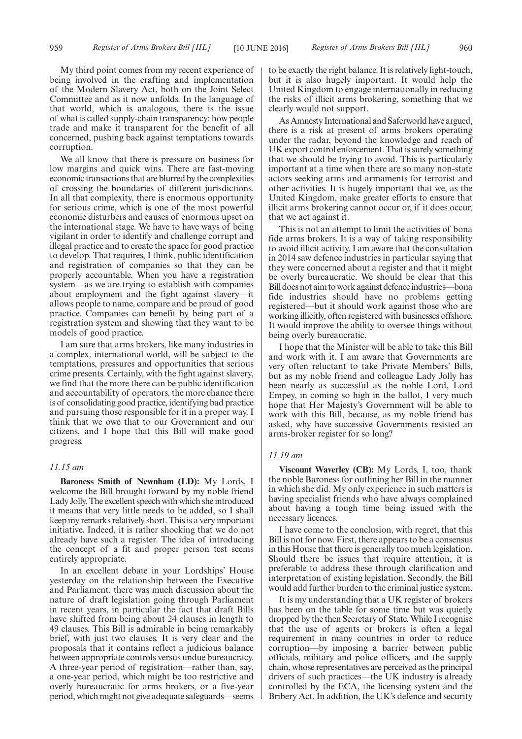My third point comes from my recent experience of being involved in the crafting and implementation of the Modern Slavery Act, both on the Joint Select Committee and as it now unfolds. In the language of that world, which is analogous, there is the issue of what is called supply-chain transparency: how people trade and make it transparent for the benefit of all concerned, pushing back against temptations towards corruption.

We all know that there is pressure on business for low margins and quick wins. There are fast-moving economic transactions that are blurred by the complexities of crossing the boundaries of different jurisdictions. In all that complexity, there is enormous opportunity for serious crime, which is one of the most powerful economic disturbers and causes of enormous upset on the international stage. We have to have ways of being vigilant in order to identify and challenge corrupt and illegal practice and to create the space for good practice to develop. That requires, I think, public identification and registration of companies so that they can be properly accountable. When you have a registration system—as we are trying to establish with companies about employment and the fight against slavery—it allows people to name, compare and be proud of good practice. Companies can benefit by being part of a registration system and showing that they want to be models of good practice.

I am sure that arms brokers, like many industries in a complex, international world, will be subject to the temptations, pressures and opportunities that serious crime presents. Certainly, with the fight against slavery, we find that the more there can be public identification and accountability of operators, the more chance there is of consolidating good practice, identifying bad practice and pursuing those responsible for it in a proper way. I think that we owe that to our Government and our citizens, and I hope that this Bill will make good progress.

*11.15 am*

**Baroness Smith of Newnham (LD):** My Lords, I welcome the Bill brought forward by my noble friend Lady Jolly. The excellent speech with which she introduced it means that very little needs to be added, so I shall keep my remarks relatively short. This is a very important initiative. Indeed, it is rather shocking that we do not already have such a register. The idea of introducing the concept of a fit and proper person test seems entirely appropriate.

In an excellent debate in your Lordships' House yesterday on the relationship between the Executive and Parliament, there was much discussion about the nature of draft legislation going through Parliament in recent years, in particular the fact that draft Bills have shifted from being about 24 clauses in length to 49 clauses. This Bill is admirable in being remarkably brief, with just two clauses. It is very clear and the proposals that it contains reflect a judicious balance between appropriate controls versus undue bureaucracy. A three-year period of registration—rather than, say, a one-year period, which might be too restrictive and overly bureaucratic for arms brokers, or a five-year period, which might not give adequate safeguards—seems to be exactly the right balance. It is relatively light-touch, but it is also hugely important. It would help the United Kingdom to engage internationally in reducing the risks of illicit arms brokering, something that we clearly would not support.

As Amnesty International and Saferworld have argued, there is a risk at present of arms brokers operating under the radar, beyond the knowledge and reach of UK export control enforcement. That is surely something that we should be trying to avoid. This is particularly important at a time when there are so many non-state actors seeking arms and armaments for terrorist and other activities. It is hugely important that we, as the United Kingdom, make greater efforts to ensure that illicit arms brokering cannot occur or, if it does occur, that we act against it.

This is not an attempt to limit the activities of bona fide arms brokers. It is a way of taking responsibility to avoid illicit activity. I am aware that the consultation in 2014 saw defence industries in particular saying that they were concerned about a register and that it might be overly bureaucratic. We should be clear that this Bill does not aim to work against defence industries—bona fide industries should have no problems getting registered—but it should work against those who are working illicitly, often registered with businesses offshore. It would improve the ability to oversee things without being overly bureaucratic.

I hope that the Minister will be able to take this Bill and work with it. I am aware that Governments are very often reluctant to take Private Members' Bills, but as my noble friend and colleague Lady Jolly has been nearly as successful as the noble Lord, Lord Empey, in coming so high in the ballot, I very much hope that Her Majesty's Government will be able to work with this Bill, because, as my noble friend has asked, why have successive Governments resisted an arms-broker register for so long?

*11.19 am*

**Viscount Waverley (CB):** My Lords, I, too, thank the noble Baroness for outlining her Bill in the manner in which she did. My only experience in such matters is having specialist friends who have always complained about having a tough time being issued with the necessary licences.

I have come to the conclusion, with regret, that this Bill is not for now. First, there appears to be a consensus in this House that there is generally too much legislation. Should there be issues that require attention, it is preferable to address these through clarification and interpretation of existing legislation. Secondly, the Bill would add further burden to the criminal justice system.

It is my understanding that a UK register of brokers has been on the table for some time but was quietly dropped by the then Secretary of State. While I recognise that the use of agents or brokers is often a legal requirement in many countries in order to reduce corruption—by imposing a barrier between public officials, military and police officers, and the supply chain, whose representatives are perceived as the principal drivers of such practices—the UK industry is already controlled by the ECA, the licensing system and the Bribery Act. In addition, the UK's defence and security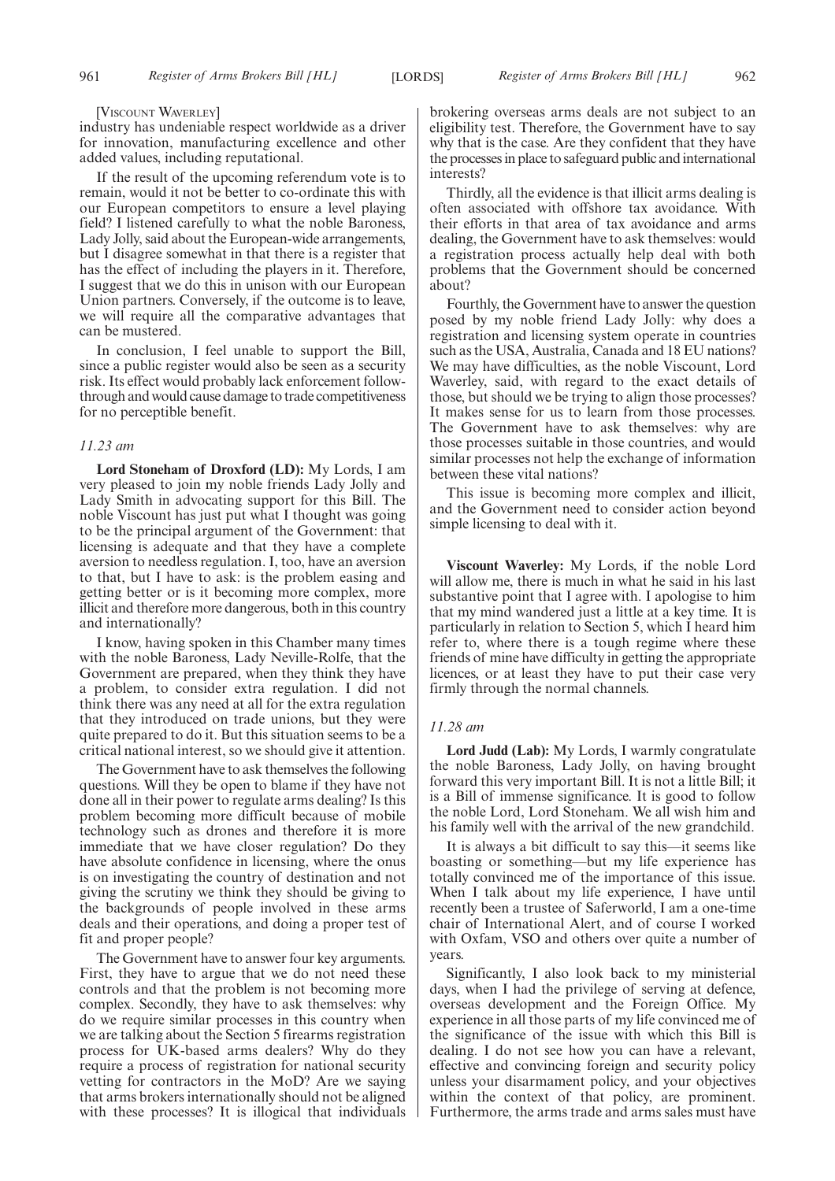[VISCOUNT WAVERLEY]

industry has undeniable respect worldwide as a driver for innovation, manufacturing excellence and other added values, including reputational.

If the result of the upcoming referendum vote is to remain, would it not be better to co-ordinate this with our European competitors to ensure a level playing field? I listened carefully to what the noble Baroness, Lady Jolly, said about the European-wide arrangements, but I disagree somewhat in that there is a register that has the effect of including the players in it. Therefore, I suggest that we do this in unison with our European Union partners. Conversely, if the outcome is to leave, we will require all the comparative advantages that can be mustered.

In conclusion, I feel unable to support the Bill, since a public register would also be seen as a security risk. Its effect would probably lack enforcement follow-through and would cause damage to trade competitiveness for no perceptible benefit.

*11.23 am*

**Lord Stoneham of Droxford (LD):** My Lords, I am very pleased to join my noble friends Lady Jolly and Lady Smith in advocating support for this Bill. The noble Viscount has just put what I thought was going to be the principal argument of the Government: that licensing is adequate and that they have a complete aversion to needless regulation. I, too, have an aversion to that, but I have to ask: is the problem easing and getting better or is it becoming more complex, more illicit and therefore more dangerous, both in this country and internationally?

I know, having spoken in this Chamber many times with the noble Baroness, Lady Neville-Rolfe, that the Government are prepared, when they think they have a problem, to consider extra regulation. I did not think there was any need at all for the extra regulation that they introduced on trade unions, but they were quite prepared to do it. But this situation seems to be a critical national interest, so we should give it attention.

The Government have to ask themselves the following questions. Will they be open to blame if they have not done all in their power to regulate arms dealing? Is this problem becoming more difficult because of mobile technology such as drones and therefore it is more immediate that we have closer regulation? Do they have absolute confidence in licensing, where the onus is on investigating the country of destination and not giving the scrutiny we think they should be giving to the backgrounds of people involved in these arms deals and their operations, and doing a proper test of fit and proper people?

The Government have to answer four key arguments. First, they have to argue that we do not need these controls and that the problem is not becoming more complex. Secondly, they have to ask themselves: why do we require similar processes in this country when we are talking about the Section 5 firearms registration process for UK-based arms dealers? Why do they require a process of registration for national security vetting for contractors in the MoD? Are we saying that arms brokers internationally should not be aligned with these processes? It is illogical that individuals brokering overseas arms deals are not subject to an eligibility test. Therefore, the Government have to say why that is the case. Are they confident that they have the processes in place to safeguard public and international interests?

Thirdly, all the evidence is that illicit arms dealing is often associated with offshore tax avoidance. With their efforts in that area of tax avoidance and arms dealing, the Government have to ask themselves: would a registration process actually help deal with both problems that the Government should be concerned about?

Fourthly, the Government have to answer the question posed by my noble friend Lady Jolly: why does a registration and licensing system operate in countries such as the USA, Australia, Canada and 18 EU nations? We may have difficulties, as the noble Viscount, Lord Waverley, said, with regard to the exact details of those, but should we be trying to align those processes? It makes sense for us to learn from those processes. The Government have to ask themselves: why are those processes suitable in those countries, and would similar processes not help the exchange of information between these vital nations?

This issue is becoming more complex and illicit, and the Government need to consider action beyond simple licensing to deal with it.

**Viscount Waverley:** My Lords, if the noble Lord will allow me, there is much in what he said in his last substantive point that I agree with. I apologise to him that my mind wandered just a little at a key time. It is particularly in relation to Section 5, which I heard him refer to, where there is a tough regime where these friends of mine have difficulty in getting the appropriate licences, or at least they have to put their case very firmly through the normal channels.

*11.28 am*

**Lord Judd (Lab):** My Lords, I warmly congratulate the noble Baroness, Lady Jolly, on having brought forward this very important Bill. It is not a little Bill; it is a Bill of immense significance. It is good to follow the noble Lord, Lord Stoneham. We all wish him and his family well with the arrival of the new grandchild.

It is always a bit difficult to say this—it seems like boasting or something—but my life experience has totally convinced me of the importance of this issue. When I talk about my life experience, I have until recently been a trustee of Saferworld, I am a one-time chair of International Alert, and of course I worked with Oxfam, VSO and others over quite a number of years.

Significantly, I also look back to my ministerial days, when I had the privilege of serving at defence, overseas development and the Foreign Office. My experience in all those parts of my life convinced me of the significance of the issue with which this Bill is dealing. I do not see how you can have a relevant, effective and convincing foreign and security policy unless your disarmament policy, and your objectives within the context of that policy, are prominent. Furthermore, the arms trade and arms sales must have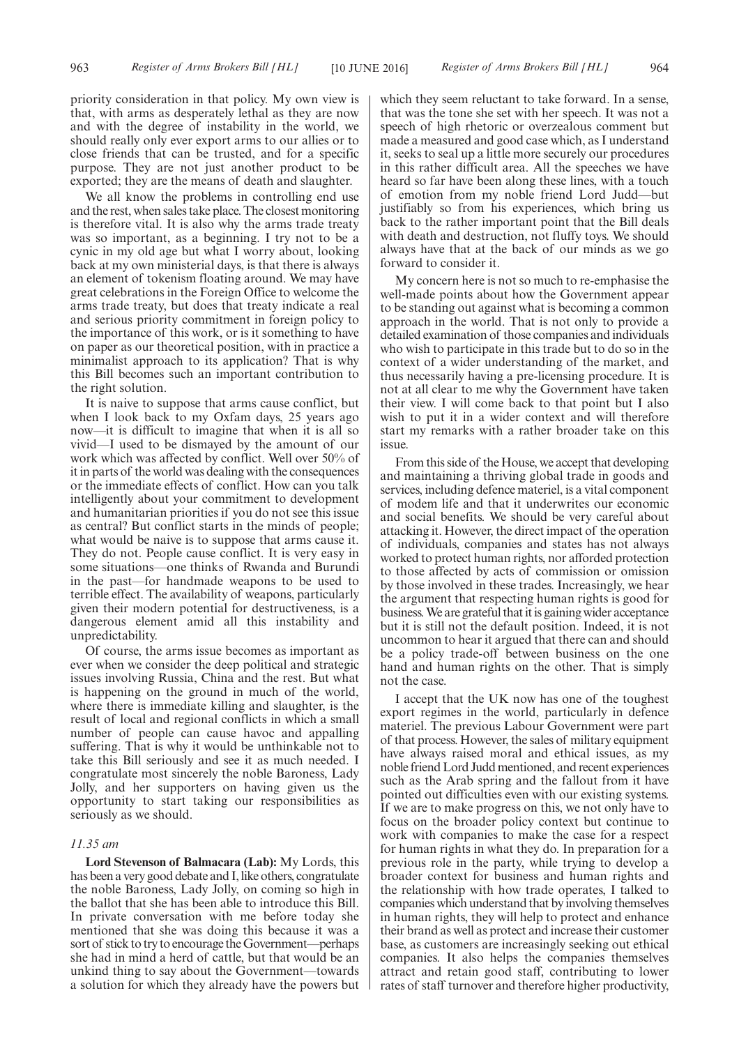priority consideration in that policy. My own view is that, with arms as desperately lethal as they are now and with the degree of instability in the world, we should really only ever export arms to our allies or to close friends that can be trusted, and for a specific purpose. They are not just another product to be exported; they are the means of death and slaughter.

We all know the problems in controlling end use and the rest, when sales take place. The closest monitoring is therefore vital. It is also why the arms trade treaty was so important, as a beginning. I try not to be a cynic in my old age but what I worry about, looking back at my own ministerial days, is that there is always an element of tokenism floating around. We may have great celebrations in the Foreign Office to welcome the arms trade treaty, but does that treaty indicate a real and serious priority commitment in foreign policy to the importance of this work, or is it something to have on paper as our theoretical position, with in practice a minimalist approach to its application? That is why this Bill becomes such an important contribution to the right solution.

It is naive to suppose that arms cause conflict, but when I look back to my Oxfam days, 25 years ago now—it is difficult to imagine that when it is all so vivid—I used to be dismayed by the amount of our work which was affected by conflict. Well over 50% of it in parts of the world was dealing with the consequences or the immediate effects of conflict. How can you talk intelligently about your commitment to development and humanitarian priorities if you do not see this issue as central? But conflict starts in the minds of people; what would be naive is to suppose that arms cause it. They do not. People cause conflict. It is very easy in some situations—one thinks of Rwanda and Burundi in the past—for handmade weapons to be used to terrible effect. The availability of weapons, particularly given their modern potential for destructiveness, is a dangerous element amid all this instability and unpredictability.

Of course, the arms issue becomes as important as ever when we consider the deep political and strategic issues involving Russia, China and the rest. But what is happening on the ground in much of the world, where there is immediate killing and slaughter, is the result of local and regional conflicts in which a small number of people can cause havoc and appalling suffering. That is why it would be unthinkable not to take this Bill seriously and see it as much needed. I congratulate most sincerely the noble Baroness, Lady Jolly, and her supporters on having given us the opportunity to start taking our responsibilities as seriously as we should.

*11.35 am*

**Lord Stevenson of Balmacara (Lab):** My Lords, this has been a very good debate and I, like others, congratulate the noble Baroness, Lady Jolly, on coming so high in the ballot that she has been able to introduce this Bill. In private conversation with me before today she mentioned that she was doing this because it was a sort of stick to try to encourage the Government—perhaps she had in mind a herd of cattle, but that would be an unkind thing to say about the Government—towards a solution for which they already have the powers but which they seem reluctant to take forward. In a sense, that was the tone she set with her speech. It was not a speech of high rhetoric or overzealous comment but made a measured and good case which, as I understand it, seeks to seal up a little more securely our procedures in this rather difficult area. All the speeches we have heard so far have been along these lines, with a touch of emotion from my noble friend Lord Judd—but justifiably so from his experiences, which bring us back to the rather important point that the Bill deals with death and destruction, not fluffy toys. We should always have that at the back of our minds as we go forward to consider it.

My concern here is not so much to re-emphasise the well-made points about how the Government appear to be standing out against what is becoming a common approach in the world. That is not only to provide a detailed examination of those companies and individuals who wish to participate in this trade but to do so in the context of a wider understanding of the market, and thus necessarily having a pre-licensing procedure. It is not at all clear to me why the Government have taken their view. I will come back to that point but I also wish to put it in a wider context and will therefore start my remarks with a rather broader take on this issue.

From this side of the House, we accept that developing and maintaining a thriving global trade in goods and services, including defence materiel, is a vital component of modem life and that it underwrites our economic and social benefits. We should be very careful about attacking it. However, the direct impact of the operation of individuals, companies and states has not always worked to protect human rights, nor afforded protection to those affected by acts of commission or omission by those involved in these trades. Increasingly, we hear the argument that respecting human rights is good for business. We are grateful that it is gaining wider acceptance but it is still not the default position. Indeed, it is not uncommon to hear it argued that there can and should be a policy trade-off between business on the one hand and human rights on the other. That is simply not the case.

I accept that the UK now has one of the toughest export regimes in the world, particularly in defence materiel. The previous Labour Government were part of that process. However, the sales of military equipment have always raised moral and ethical issues, as my noble friend Lord Judd mentioned, and recent experiences such as the Arab spring and the fallout from it have pointed out difficulties even with our existing systems. If we are to make progress on this, we not only have to focus on the broader policy context but continue to work with companies to make the case for a respect for human rights in what they do. In preparation for a previous role in the party, while trying to develop a broader context for business and human rights and the relationship with how trade operates, I talked to companies which understand that by involving themselves in human rights, they will help to protect and enhance their brand as well as protect and increase their customer base, as customers are increasingly seeking out ethical companies. It also helps the companies themselves attract and retain good staff, contributing to lower rates of staff turnover and therefore higher productivity,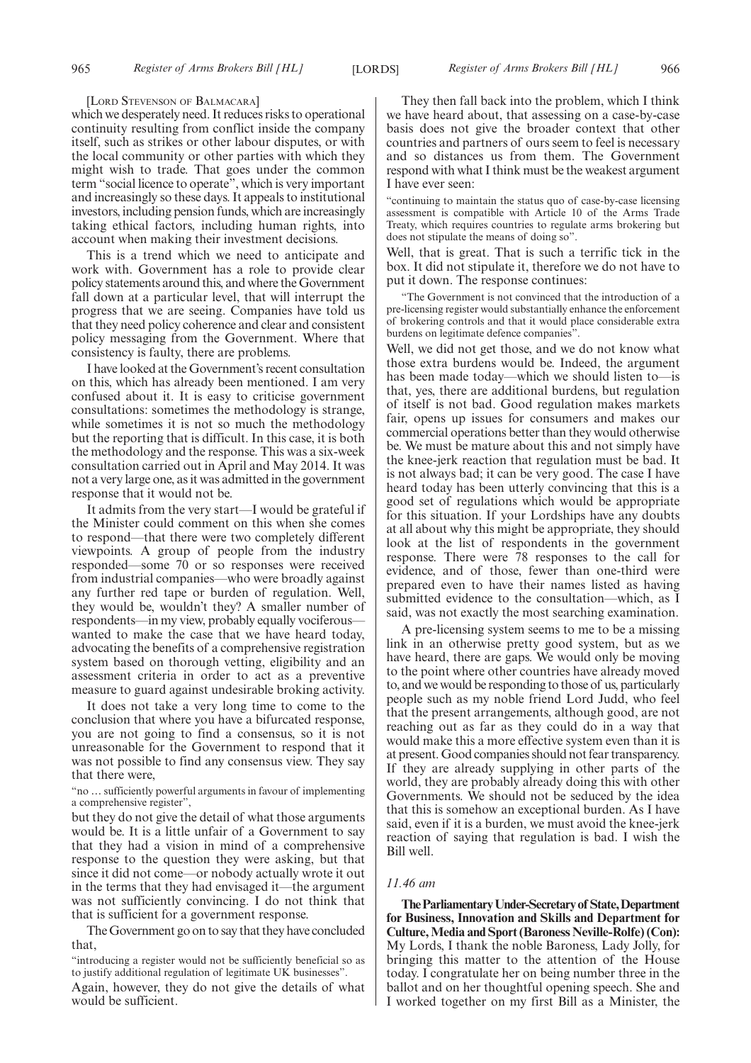[LORD STEVENSON OF BALMACARA]

which we desperately need. It reduces risks to operational continuity resulting from conflict inside the company itself, such as strikes or other labour disputes, or with the local community or other parties with which they might wish to trade. That goes under the common term "social licence to operate", which is very important and increasingly so these days. It appeals to institutional investors, including pension funds, which are increasingly taking ethical factors, including human rights, into account when making their investment decisions.

This is a trend which we need to anticipate and work with. Government has a role to provide clear policy statements around this, and where the Government fall down at a particular level, that will interrupt the progress that we are seeing. Companies have told us that they need policy coherence and clear and consistent policy messaging from the Government. Where that consistency is faulty, there are problems.

I have looked at the Government's recent consultation on this, which has already been mentioned. I am very confused about it. It is easy to criticise government consultations: sometimes the methodology is strange, while sometimes it is not so much the methodology but the reporting that is difficult. In this case, it is both the methodology and the response. This was a six-week consultation carried out in April and May 2014. It was not a very large one, as it was admitted in the government response that it would not be.

It admits from the very start—I would be grateful if the Minister could comment on this when she comes to respond—that there were two completely different viewpoints. A group of people from the industry responded—some 70 or so responses were received from industrial companies—who were broadly against any further red tape or burden of regulation. Well, they would be, wouldn't they? A smaller number of respondents—in my view, probably equally vociferous—wanted to make the case that we have heard today, advocating the benefits of a comprehensive registration system based on thorough vetting, eligibility and an assessment criteria in order to act as a preventive measure to guard against undesirable broking activity.

It does not take a very long time to come to the conclusion that where you have a bifurcated response, you are not going to find a consensus, so it is not unreasonable for the Government to respond that it was not possible to find any consensus view. They say that there were,

"no … sufficiently powerful arguments in favour of implementing a comprehensive register",

but they do not give the detail of what those arguments would be. It is a little unfair of a Government to say that they had a vision in mind of a comprehensive response to the question they were asking, but that since it did not come—or nobody actually wrote it out in the terms that they had envisaged it—the argument was not sufficiently convincing. I do not think that that is sufficient for a government response.

The Government go on to say that they have concluded that,

"introducing a register would not be sufficiently beneficial so as to justify additional regulation of legitimate UK businesses".

Again, however, they do not give the details of what would be sufficient.

They then fall back into the problem, which I think we have heard about, that assessing on a case-by-case basis does not give the broader context that other countries and partners of ours seem to feel is necessary and so distances us from them. The Government respond with what I think must be the weakest argument I have ever seen:

"continuing to maintain the status quo of case-by-case licensing assessment is compatible with Article 10 of the Arms Trade Treaty, which requires countries to regulate arms brokering but does not stipulate the means of doing so".

Well, that is great. That is such a terrific tick in the box. It did not stipulate it, therefore we do not have to put it down. The response continues:

"The Government is not convinced that the introduction of a pre-licensing register would substantially enhance the enforcement of brokering controls and that it would place considerable extra burdens on legitimate defence companies".

Well, we did not get those, and we do not know what those extra burdens would be. Indeed, the argument has been made today—which we should listen to—is that, yes, there are additional burdens, but regulation of itself is not bad. Good regulation makes markets fair, opens up issues for consumers and makes our commercial operations better than they would otherwise be. We must be mature about this and not simply have the knee-jerk reaction that regulation must be bad. It is not always bad; it can be very good. The case I have heard today has been utterly convincing that this is a good set of regulations which would be appropriate for this situation. If your Lordships have any doubts at all about why this might be appropriate, they should look at the list of respondents in the government response. There were 78 responses to the call for evidence, and of those, fewer than one-third were prepared even to have their names listed as having submitted evidence to the consultation—which, as I said, was not exactly the most searching examination.

A pre-licensing system seems to me to be a missing link in an otherwise pretty good system, but as we have heard, there are gaps. We would only be moving to the point where other countries have already moved to, and we would be responding to those of us, particularly people such as my noble friend Lord Judd, who feel that the present arrangements, although good, are not reaching out as far as they could do in a way that would make this a more effective system even than it is at present. Good companies should not fear transparency. If they are already supplying in other parts of the world, they are probably already doing this with other Governments. We should not be seduced by the idea that this is somehow an exceptional burden. As I have said, even if it is a burden, we must avoid the knee-jerk reaction of saying that regulation is bad. I wish the Bill well.

*11.46 am*

**The Parliamentary Under-Secretary of State, Department for Business, Innovation and Skills and Department for Culture, Media and Sport (Baroness Neville-Rolfe) (Con):** My Lords, I thank the noble Baroness, Lady Jolly, for bringing this matter to the attention of the House today. I congratulate her on being number three in the ballot and on her thoughtful opening speech. She and I worked together on my first Bill as a Minister, the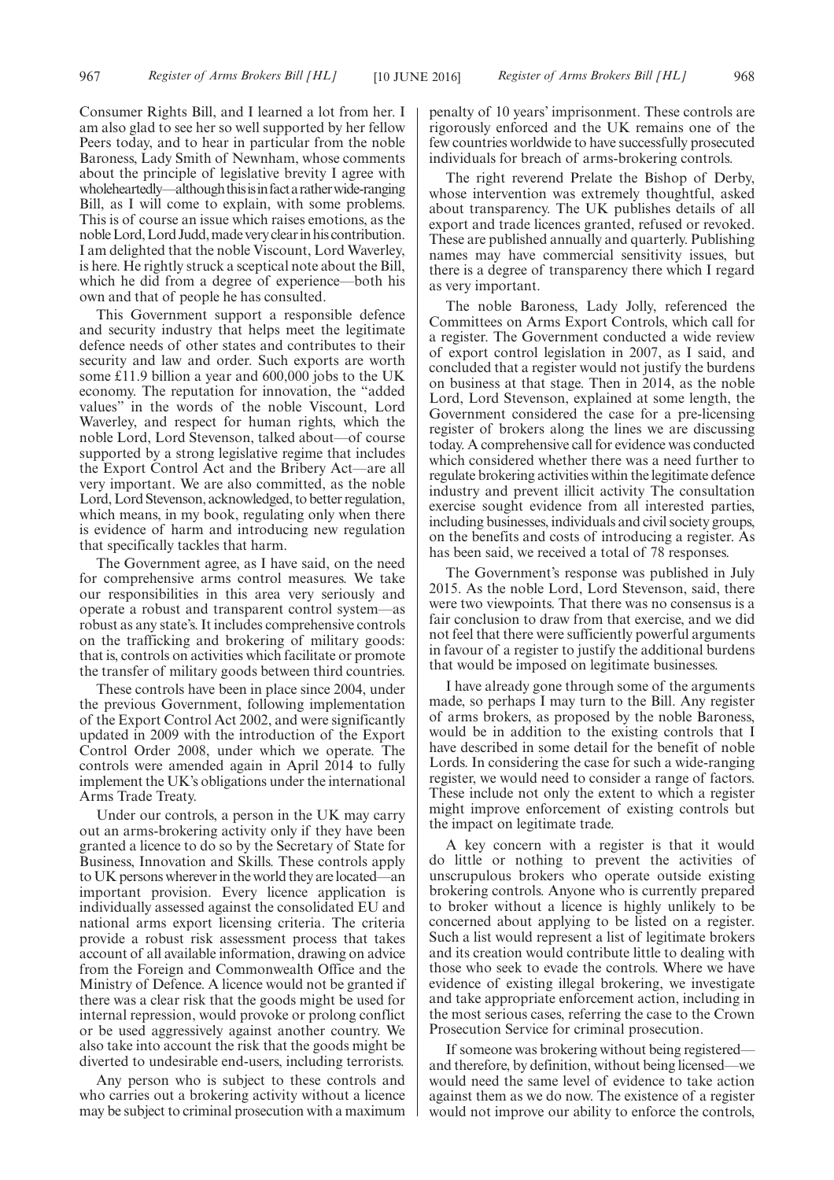Consumer Rights Bill, and I learned a lot from her. I am also glad to see her so well supported by her fellow Peers today, and to hear in particular from the noble Baroness, Lady Smith of Newnham, whose comments about the principle of legislative brevity I agree with wholeheartedly—although this is in fact a rather wide-ranging Bill, as I will come to explain, with some problems. This is of course an issue which raises emotions, as the noble Lord, Lord Judd, made very clear in his contribution. I am delighted that the noble Viscount, Lord Waverley, is here. He rightly struck a sceptical note about the Bill, which he did from a degree of experience—both his own and that of people he has consulted.

This Government support a responsible defence and security industry that helps meet the legitimate defence needs of other states and contributes to their security and law and order. Such exports are worth some £11.9 billion a year and 600,000 jobs to the UK economy. The reputation for innovation, the "added values" in the words of the noble Viscount, Lord Waverley, and respect for human rights, which the noble Lord, Lord Stevenson, talked about—of course supported by a strong legislative regime that includes the Export Control Act and the Bribery Act—are all very important. We are also committed, as the noble Lord, Lord Stevenson, acknowledged, to better regulation, which means, in my book, regulating only when there is evidence of harm and introducing new regulation that specifically tackles that harm.

The Government agree, as I have said, on the need for comprehensive arms control measures. We take our responsibilities in this area very seriously and operate a robust and transparent control system—as robust as any state's. It includes comprehensive controls on the trafficking and brokering of military goods: that is, controls on activities which facilitate or promote the transfer of military goods between third countries.

These controls have been in place since 2004, under the previous Government, following implementation of the Export Control Act 2002, and were significantly updated in 2009 with the introduction of the Export Control Order 2008, under which we operate. The controls were amended again in April 2014 to fully implement the UK's obligations under the international Arms Trade Treaty.

Under our controls, a person in the UK may carry out an arms-brokering activity only if they have been granted a licence to do so by the Secretary of State for Business, Innovation and Skills. These controls apply to UK persons wherever in the world they are located—an important provision. Every licence application is individually assessed against the consolidated EU and national arms export licensing criteria. The criteria provide a robust risk assessment process that takes account of all available information, drawing on advice from the Foreign and Commonwealth Office and the Ministry of Defence. A licence would not be granted if there was a clear risk that the goods might be used for internal repression, would provoke or prolong conflict or be used aggressively against another country. We also take into account the risk that the goods might be diverted to undesirable end-users, including terrorists.

Any person who is subject to these controls and who carries out a brokering activity without a licence may be subject to criminal prosecution with a maximum penalty of 10 years' imprisonment. These controls are rigorously enforced and the UK remains one of the few countries worldwide to have successfully prosecuted individuals for breach of arms-brokering controls.

The right reverend Prelate the Bishop of Derby, whose intervention was extremely thoughtful, asked about transparency. The UK publishes details of all export and trade licences granted, refused or revoked. These are published annually and quarterly. Publishing names may have commercial sensitivity issues, but there is a degree of transparency there which I regard as very important.

The noble Baroness, Lady Jolly, referenced the Committees on Arms Export Controls, which call for a register. The Government conducted a wide review of export control legislation in 2007, as I said, and concluded that a register would not justify the burdens on business at that stage. Then in 2014, as the noble Lord, Lord Stevenson, explained at some length, the Government considered the case for a pre-licensing register of brokers along the lines we are discussing today. A comprehensive call for evidence was conducted which considered whether there was a need further to regulate brokering activities within the legitimate defence industry and prevent illicit activity The consultation exercise sought evidence from all interested parties, including businesses, individuals and civil society groups, on the benefits and costs of introducing a register. As has been said, we received a total of 78 responses.

The Government's response was published in July 2015. As the noble Lord, Lord Stevenson, said, there were two viewpoints. That there was no consensus is a fair conclusion to draw from that exercise, and we did not feel that there were sufficiently powerful arguments in favour of a register to justify the additional burdens that would be imposed on legitimate businesses.

I have already gone through some of the arguments made, so perhaps I may turn to the Bill. Any register of arms brokers, as proposed by the noble Baroness, would be in addition to the existing controls that I have described in some detail for the benefit of noble Lords. In considering the case for such a wide-ranging register, we would need to consider a range of factors. These include not only the extent to which a register might improve enforcement of existing controls but the impact on legitimate trade.

A key concern with a register is that it would do little or nothing to prevent the activities of unscrupulous brokers who operate outside existing brokering controls. Anyone who is currently prepared to broker without a licence is highly unlikely to be concerned about applying to be listed on a register. Such a list would represent a list of legitimate brokers and its creation would contribute little to dealing with those who seek to evade the controls. Where we have evidence of existing illegal brokering, we investigate and take appropriate enforcement action, including in the most serious cases, referring the case to the Crown Prosecution Service for criminal prosecution.

If someone was brokering without being registered—and therefore, by definition, without being licensed—we would need the same level of evidence to take action against them as we do now. The existence of a register would not improve our ability to enforce the controls,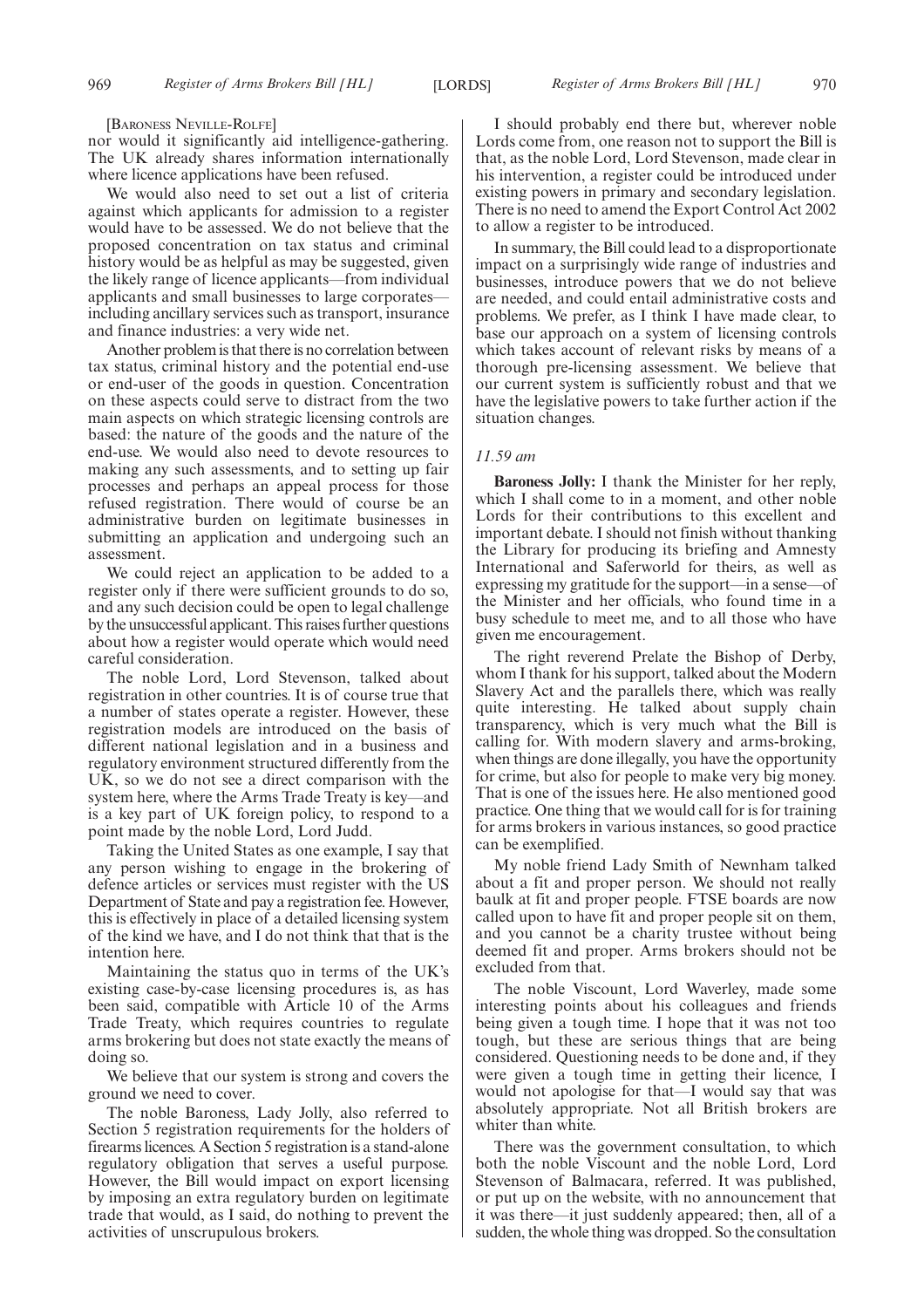[BARONESS NEVILLE-ROLFE]

nor would it significantly aid intelligence-gathering. The UK already shares information internationally where licence applications have been refused.

We would also need to set out a list of criteria against which applicants for admission to a register would have to be assessed. We do not believe that the proposed concentration on tax status and criminal history would be as helpful as may be suggested, given the likely range of licence applicants—from individual applicants and small businesses to large corporates—including ancillary services such as transport, insurance and finance industries: a very wide net.

Another problem is that there is no correlation between tax status, criminal history and the potential end-use or end-user of the goods in question. Concentration on these aspects could serve to distract from the two main aspects on which strategic licensing controls are based: the nature of the goods and the nature of the end-use. We would also need to devote resources to making any such assessments, and to setting up fair processes and perhaps an appeal process for those refused registration. There would of course be an administrative burden on legitimate businesses in submitting an application and undergoing such an assessment.

We could reject an application to be added to a register only if there were sufficient grounds to do so, and any such decision could be open to legal challenge by the unsuccessful applicant. This raises further questions about how a register would operate which would need careful consideration.

The noble Lord, Lord Stevenson, talked about registration in other countries. It is of course true that a number of states operate a register. However, these registration models are introduced on the basis of different national legislation and in a business and regulatory environment structured differently from the UK, so we do not see a direct comparison with the system here, where the Arms Trade Treaty is key—and is a key part of UK foreign policy, to respond to a point made by the noble Lord, Lord Judd.

Taking the United States as one example, I say that any person wishing to engage in the brokering of defence articles or services must register with the US Department of State and pay a registration fee. However, this is effectively in place of a detailed licensing system of the kind we have, and I do not think that that is the intention here.

Maintaining the status quo in terms of the UK's existing case-by-case licensing procedures is, as has been said, compatible with Article 10 of the Arms Trade Treaty, which requires countries to regulate arms brokering but does not state exactly the means of doing so.

We believe that our system is strong and covers the ground we need to cover.

The noble Baroness, Lady Jolly, also referred to Section 5 registration requirements for the holders of firearms licences. A Section 5 registration is a stand-alone regulatory obligation that serves a useful purpose. However, the Bill would impact on export licensing by imposing an extra regulatory burden on legitimate trade that would, as I said, do nothing to prevent the activities of unscrupulous brokers.

I should probably end there but, wherever noble Lords come from, one reason not to support the Bill is that, as the noble Lord, Lord Stevenson, made clear in his intervention, a register could be introduced under existing powers in primary and secondary legislation. There is no need to amend the Export Control Act 2002 to allow a register to be introduced.

In summary, the Bill could lead to a disproportionate impact on a surprisingly wide range of industries and businesses, introduce powers that we do not believe are needed, and could entail administrative costs and problems. We prefer, as I think I have made clear, to base our approach on a system of licensing controls which takes account of relevant risks by means of a thorough pre-licensing assessment. We believe that our current system is sufficiently robust and that we have the legislative powers to take further action if the situation changes.

*11.59 am*

**Baroness Jolly:** I thank the Minister for her reply, which I shall come to in a moment, and other noble Lords for their contributions to this excellent and important debate. I should not finish without thanking the Library for producing its briefing and Amnesty International and Saferworld for theirs, as well as expressing my gratitude for the support—in a sense—of the Minister and her officials, who found time in a busy schedule to meet me, and to all those who have given me encouragement.

The right reverend Prelate the Bishop of Derby, whom I thank for his support, talked about the Modern Slavery Act and the parallels there, which was really quite interesting. He talked about supply chain transparency, which is very much what the Bill is calling for. With modern slavery and arms-broking, when things are done illegally, you have the opportunity for crime, but also for people to make very big money. That is one of the issues here. He also mentioned good practice. One thing that we would call for is for training for arms brokers in various instances, so good practice can be exemplified.

My noble friend Lady Smith of Newnham talked about a fit and proper person. We should not really baulk at fit and proper people. FTSE boards are now called upon to have fit and proper people sit on them, and you cannot be a charity trustee without being deemed fit and proper. Arms brokers should not be excluded from that.

The noble Viscount, Lord Waverley, made some interesting points about his colleagues and friends being given a tough time. I hope that it was not too tough, but these are serious things that are being considered. Questioning needs to be done and, if they were given a tough time in getting their licence, I would not apologise for that—I would say that was absolutely appropriate. Not all British brokers are whiter than white.

There was the government consultation, to which both the noble Viscount and the noble Lord, Lord Stevenson of Balmacara, referred. It was published, or put up on the website, with no announcement that it was there—it just suddenly appeared; then, all of a sudden, the whole thing was dropped. So the consultation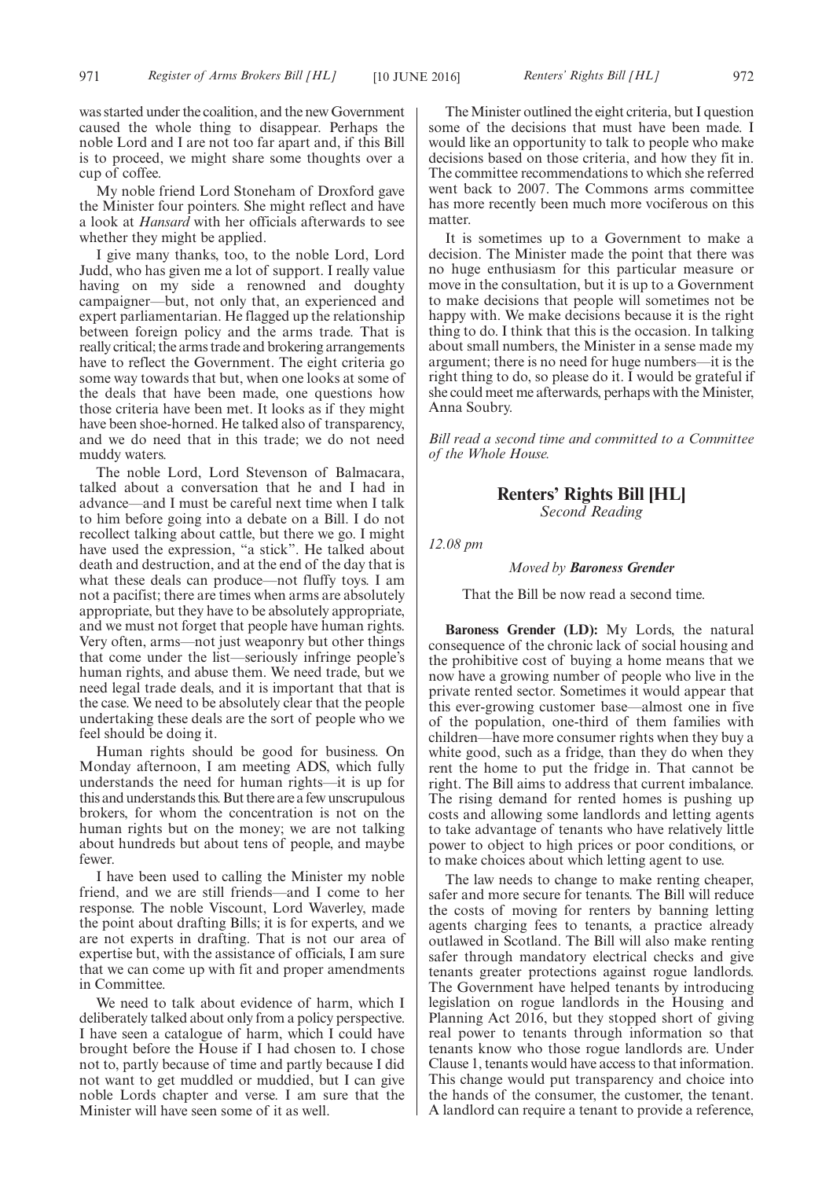was started under the coalition, and the new Government caused the whole thing to disappear. Perhaps the noble Lord and I are not too far apart and, if this Bill is to proceed, we might share some thoughts over a cup of coffee.

My noble friend Lord Stoneham of Droxford gave the Minister four pointers. She might reflect and have a look at *Hansard* with her officials afterwards to see whether they might be applied.

I give many thanks, too, to the noble Lord, Lord Judd, who has given me a lot of support. I really value having on my side a renowned and doughty campaigner—but, not only that, an experienced and expert parliamentarian. He flagged up the relationship between foreign policy and the arms trade. That is really critical; the arms trade and brokering arrangements have to reflect the Government. The eight criteria go some way towards that but, when one looks at some of the deals that have been made, one questions how those criteria have been met. It looks as if they might have been shoe-horned. He talked also of transparency, and we do need that in this trade; we do not need muddy waters.

The noble Lord, Lord Stevenson of Balmacara, talked about a conversation that he and I had in advance—and I must be careful next time when I talk to him before going into a debate on a Bill. I do not recollect talking about cattle, but there we go. I might have used the expression, "a stick". He talked about death and destruction, and at the end of the day that is what these deals can produce—not fluffy toys. I am not a pacifist; there are times when arms are absolutely appropriate, but they have to be absolutely appropriate, and we must not forget that people have human rights. Very often, arms—not just weaponry but other things that come under the list—seriously infringe people's human rights, and abuse them. We need trade, but we need legal trade deals, and it is important that that is the case. We need to be absolutely clear that the people undertaking these deals are the sort of people who we feel should be doing it.

Human rights should be good for business. On Monday afternoon, I am meeting ADS, which fully understands the need for human rights—it is up for this and understands this. But there are a few unscrupulous brokers, for whom the concentration is not on the human rights but on the money; we are not talking about hundreds but about tens of people, and maybe fewer.

I have been used to calling the Minister my noble friend, and we are still friends—and I come to her response. The noble Viscount, Lord Waverley, made the point about drafting Bills; it is for experts, and we are not experts in drafting. That is not our area of expertise but, with the assistance of officials, I am sure that we can come up with fit and proper amendments in Committee.

We need to talk about evidence of harm, which I deliberately talked about only from a policy perspective. I have seen a catalogue of harm, which I could have brought before the House if I had chosen to. I chose not to, partly because of time and partly because I did not want to get muddled or muddied, but I can give noble Lords chapter and verse. I am sure that the Minister will have seen some of it as well.

The Minister outlined the eight criteria, but I question some of the decisions that must have been made. I would like an opportunity to talk to people who make decisions based on those criteria, and how they fit in. The committee recommendations to which she referred went back to 2007. The Commons arms committee has more recently been much more vociferous on this matter.

It is sometimes up to a Government to make a decision. The Minister made the point that there was no huge enthusiasm for this particular measure or move in the consultation, but it is up to a Government to make decisions that people will sometimes not be happy with. We make decisions because it is the right thing to do. I think that this is the occasion. In talking about small numbers, the Minister in a sense made my argument; there is no need for huge numbers—it is the right thing to do, so please do it. I would be grateful if she could meet me afterwards, perhaps with the Minister, Anna Soubry.

*Bill read a second time and committed to a Committee of the Whole House.*

## Renters' Rights Bill [HL]

*Second Reading*

*12.08 pm*

*Moved by* ***Baroness Grender***

That the Bill be now read a second time.

**Baroness Grender (LD):** My Lords, the natural consequence of the chronic lack of social housing and the prohibitive cost of buying a home means that we now have a growing number of people who live in the private rented sector. Sometimes it would appear that this ever-growing customer base—almost one in five of the population, one-third of them families with children—have more consumer rights when they buy a white good, such as a fridge, than they do when they rent the home to put the fridge in. That cannot be right. The Bill aims to address that current imbalance. The rising demand for rented homes is pushing up costs and allowing some landlords and letting agents to take advantage of tenants who have relatively little power to object to high prices or poor conditions, or to make choices about which letting agent to use.

The law needs to change to make renting cheaper, safer and more secure for tenants. The Bill will reduce the costs of moving for renters by banning letting agents charging fees to tenants, a practice already outlawed in Scotland. The Bill will also make renting safer through mandatory electrical checks and give tenants greater protections against rogue landlords. The Government have helped tenants by introducing legislation on rogue landlords in the Housing and Planning Act 2016, but they stopped short of giving real power to tenants through information so that tenants know who those rogue landlords are. Under Clause 1, tenants would have access to that information. This change would put transparency and choice into the hands of the consumer, the customer, the tenant. A landlord can require a tenant to provide a reference,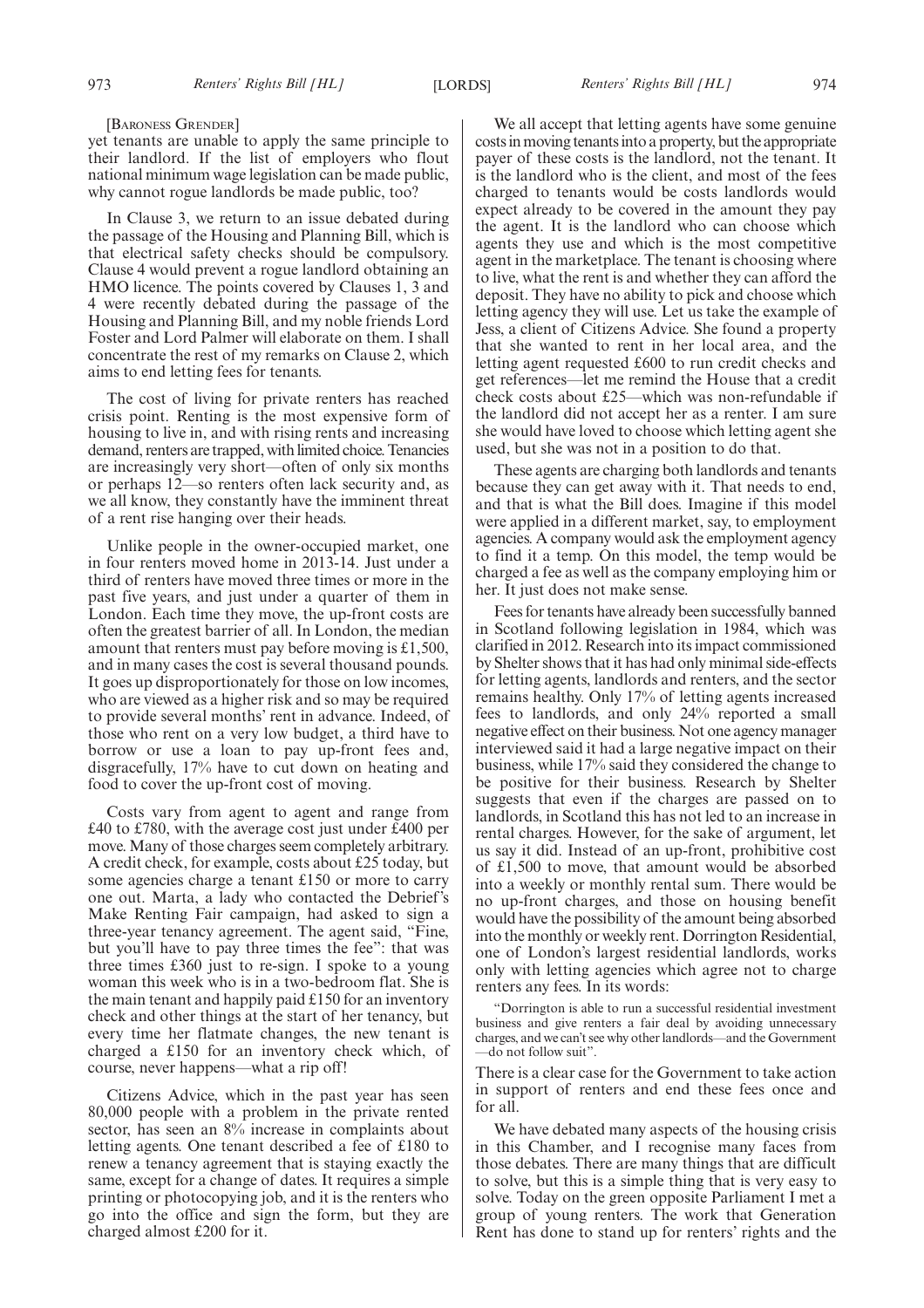[BARONESS GRENDER]

yet tenants are unable to apply the same principle to their landlord. If the list of employers who flout national minimum wage legislation can be made public, why cannot rogue landlords be made public, too?

In Clause 3, we return to an issue debated during the passage of the Housing and Planning Bill, which is that electrical safety checks should be compulsory. Clause 4 would prevent a rogue landlord obtaining an HMO licence. The points covered by Clauses 1, 3 and 4 were recently debated during the passage of the Housing and Planning Bill, and my noble friends Lord Foster and Lord Palmer will elaborate on them. I shall concentrate the rest of my remarks on Clause 2, which aims to end letting fees for tenants.

The cost of living for private renters has reached crisis point. Renting is the most expensive form of housing to live in, and with rising rents and increasing demand, renters are trapped, with limited choice. Tenancies are increasingly very short—often of only six months or perhaps 12—so renters often lack security and, as we all know, they constantly have the imminent threat of a rent rise hanging over their heads.

Unlike people in the owner-occupied market, one in four renters moved home in 2013-14. Just under a third of renters have moved three times or more in the past five years, and just under a quarter of them in London. Each time they move, the up-front costs are often the greatest barrier of all. In London, the median amount that renters must pay before moving is £1,500, and in many cases the cost is several thousand pounds. It goes up disproportionately for those on low incomes, who are viewed as a higher risk and so may be required to provide several months' rent in advance. Indeed, of those who rent on a very low budget, a third have to borrow or use a loan to pay up-front fees and, disgracefully, 17% have to cut down on heating and food to cover the up-front cost of moving.

Costs vary from agent to agent and range from £40 to £780, with the average cost just under £400 per move. Many of those charges seem completely arbitrary. A credit check, for example, costs about £25 today, but some agencies charge a tenant £150 or more to carry one out. Marta, a lady who contacted the Debrief's Make Renting Fair campaign, had asked to sign a three-year tenancy agreement. The agent said, "Fine, but you'll have to pay three times the fee": that was three times £360 just to re-sign. I spoke to a young woman this week who is in a two-bedroom flat. She is the main tenant and happily paid £150 for an inventory check and other things at the start of her tenancy, but every time her flatmate changes, the new tenant is charged a £150 for an inventory check which, of course, never happens—what a rip off!

Citizens Advice, which in the past year has seen 80,000 people with a problem in the private rented sector, has seen an 8% increase in complaints about letting agents. One tenant described a fee of £180 to renew a tenancy agreement that is staying exactly the same, except for a change of dates. It requires a simple printing or photocopying job, and it is the renters who go into the office and sign the form, but they are charged almost £200 for it.

We all accept that letting agents have some genuine costs in moving tenants into a property, but the appropriate payer of these costs is the landlord, not the tenant. It is the landlord who is the client, and most of the fees charged to tenants would be costs landlords would expect already to be covered in the amount they pay the agent. It is the landlord who can choose which agents they use and which is the most competitive agent in the marketplace. The tenant is choosing where to live, what the rent is and whether they can afford the deposit. They have no ability to pick and choose which letting agency they will use. Let us take the example of Jess, a client of Citizens Advice. She found a property that she wanted to rent in her local area, and the letting agent requested £600 to run credit checks and get references—let me remind the House that a credit check costs about £25—which was non-refundable if the landlord did not accept her as a renter. I am sure she would have loved to choose which letting agent she used, but she was not in a position to do that.

These agents are charging both landlords and tenants because they can get away with it. That needs to end, and that is what the Bill does. Imagine if this model were applied in a different market, say, to employment agencies. A company would ask the employment agency to find it a temp. On this model, the temp would be charged a fee as well as the company employing him or her. It just does not make sense.

Fees for tenants have already been successfully banned in Scotland following legislation in 1984, which was clarified in 2012. Research into its impact commissioned by Shelter shows that it has had only minimal side-effects for letting agents, landlords and renters, and the sector remains healthy. Only 17% of letting agents increased fees to landlords, and only 24% reported a small negative effect on their business. Not one agency manager interviewed said it had a large negative impact on their business, while 17% said they considered the change to be positive for their business. Research by Shelter suggests that even if the charges are passed on to landlords, in Scotland this has not led to an increase in rental charges. However, for the sake of argument, let us say it did. Instead of an up-front, prohibitive cost of £1,500 to move, that amount would be absorbed into a weekly or monthly rental sum. There would be no up-front charges, and those on housing benefit would have the possibility of the amount being absorbed into the monthly or weekly rent. Dorrington Residential, one of London's largest residential landlords, works only with letting agencies which agree not to charge renters any fees. In its words:

> "Dorrington is able to run a successful residential investment business and give renters a fair deal by avoiding unnecessary charges, and we can't see why other landlords—and the Government—do not follow suit".

There is a clear case for the Government to take action in support of renters and end these fees once and for all.

We have debated many aspects of the housing crisis in this Chamber, and I recognise many faces from those debates. There are many things that are difficult to solve, but this is a simple thing that is very easy to solve. Today on the green opposite Parliament I met a group of young renters. The work that Generation Rent has done to stand up for renters' rights and the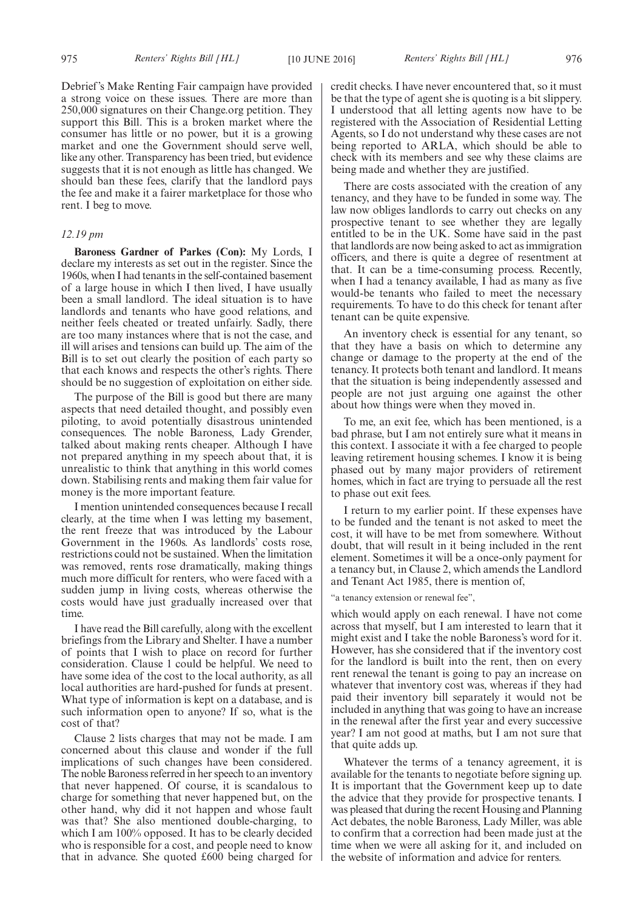Debrief's Make Renting Fair campaign have provided a strong voice on these issues. There are more than 250,000 signatures on their Change.org petition. They support this Bill. This is a broken market where the consumer has little or no power, but it is a growing market and one the Government should serve well, like any other. Transparency has been tried, but evidence suggests that it is not enough as little has changed. We should ban these fees, clarify that the landlord pays the fee and make it a fairer marketplace for those who rent. I beg to move.

*12.19 pm*

**Baroness Gardner of Parkes (Con):** My Lords, I declare my interests as set out in the register. Since the 1960s, when I had tenants in the self-contained basement of a large house in which I then lived, I have usually been a small landlord. The ideal situation is to have landlords and tenants who have good relations, and neither feels cheated or treated unfairly. Sadly, there are too many instances where that is not the case, and ill will arises and tensions can build up. The aim of the Bill is to set out clearly the position of each party so that each knows and respects the other's rights. There should be no suggestion of exploitation on either side.

The purpose of the Bill is good but there are many aspects that need detailed thought, and possibly even piloting, to avoid potentially disastrous unintended consequences. The noble Baroness, Lady Grender, talked about making rents cheaper. Although I have not prepared anything in my speech about that, it is unrealistic to think that anything in this world comes down. Stabilising rents and making them fair value for money is the more important feature.

I mention unintended consequences because I recall clearly, at the time when I was letting my basement, the rent freeze that was introduced by the Labour Government in the 1960s. As landlords' costs rose, restrictions could not be sustained. When the limitation was removed, rents rose dramatically, making things much more difficult for renters, who were faced with a sudden jump in living costs, whereas otherwise the costs would have just gradually increased over that time.

I have read the Bill carefully, along with the excellent briefings from the Library and Shelter. I have a number of points that I wish to place on record for further consideration. Clause 1 could be helpful. We need to have some idea of the cost to the local authority, as all local authorities are hard-pushed for funds at present. What type of information is kept on a database, and is such information open to anyone? If so, what is the cost of that?

Clause 2 lists charges that may not be made. I am concerned about this clause and wonder if the full implications of such changes have been considered. The noble Baroness referred in her speech to an inventory that never happened. Of course, it is scandalous to charge for something that never happened but, on the other hand, why did it not happen and whose fault was that? She also mentioned double-charging, to which I am 100% opposed. It has to be clearly decided who is responsible for a cost, and people need to know that in advance. She quoted £600 being charged for credit checks. I have never encountered that, so it must be that the type of agent she is quoting is a bit slippery. I understood that all letting agents now have to be registered with the Association of Residential Letting Agents, so I do not understand why these cases are not being reported to ARLA, which should be able to check with its members and see why these claims are being made and whether they are justified.

There are costs associated with the creation of any tenancy, and they have to be funded in some way. The law now obliges landlords to carry out checks on any prospective tenant to see whether they are legally entitled to be in the UK. Some have said in the past that landlords are now being asked to act as immigration officers, and there is quite a degree of resentment at that. It can be a time-consuming process. Recently, when I had a tenancy available, I had as many as five would-be tenants who failed to meet the necessary requirements. To have to do this check for tenant after tenant can be quite expensive.

An inventory check is essential for any tenant, so that they have a basis on which to determine any change or damage to the property at the end of the tenancy. It protects both tenant and landlord. It means that the situation is being independently assessed and people are not just arguing one against the other about how things were when they moved in.

To me, an exit fee, which has been mentioned, is a bad phrase, but I am not entirely sure what it means in this context. I associate it with a fee charged to people leaving retirement housing schemes. I know it is being phased out by many major providers of retirement homes, which in fact are trying to persuade all the rest to phase out exit fees.

I return to my earlier point. If these expenses have to be funded and the tenant is not asked to meet the cost, it will have to be met from somewhere. Without doubt, that will result in it being included in the rent element. Sometimes it will be a once-only payment for a tenancy but, in Clause 2, which amends the Landlord and Tenant Act 1985, there is mention of,

"a tenancy extension or renewal fee",

which would apply on each renewal. I have not come across that myself, but I am interested to learn that it might exist and I take the noble Baroness's word for it. However, has she considered that if the inventory cost for the landlord is built into the rent, then on every rent renewal the tenant is going to pay an increase on whatever that inventory cost was, whereas if they had paid their inventory bill separately it would not be included in anything that was going to have an increase in the renewal after the first year and every successive year? I am not good at maths, but I am not sure that that quite adds up.

Whatever the terms of a tenancy agreement, it is available for the tenants to negotiate before signing up. It is important that the Government keep up to date the advice that they provide for prospective tenants. I was pleased that during the recent Housing and Planning Act debates, the noble Baroness, Lady Miller, was able to confirm that a correction had been made just at the time when we were all asking for it, and included on the website of information and advice for renters.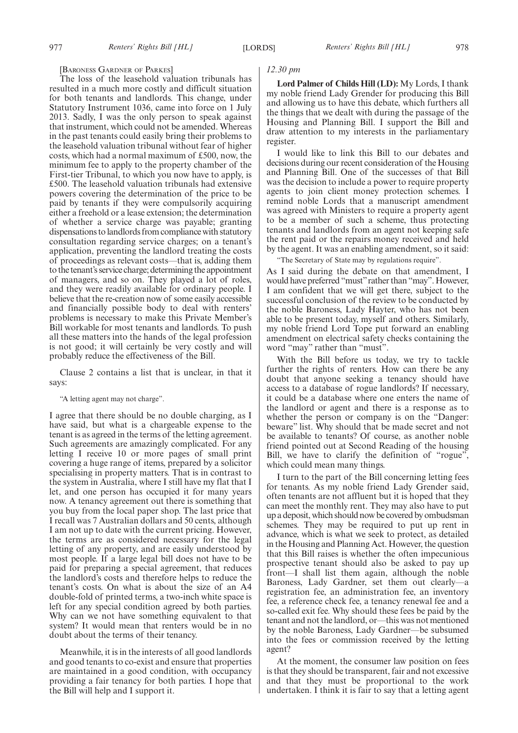[Baroness Gardner of Parkes]

The loss of the leasehold valuation tribunals has resulted in a much more costly and difficult situation for both tenants and landlords. This change, under Statutory Instrument 1036, came into force on 1 July 2013. Sadly, I was the only person to speak against that instrument, which could not be amended. Whereas in the past tenants could easily bring their problems to the leasehold valuation tribunal without fear of higher costs, which had a normal maximum of £500, now, the minimum fee to apply to the property chamber of the First-tier Tribunal, to which you now have to apply, is £500. The leasehold valuation tribunals had extensive powers covering the determination of the price to be paid by tenants if they were compulsorily acquiring either a freehold or a lease extension; the determination of whether a service charge was payable; granting dispensations to landlords from compliance with statutory consultation regarding service charges; on a tenant's application, preventing the landlord treating the costs of proceedings as relevant costs—that is, adding them to the tenant's service charge; determining the appointment of managers, and so on. They played a lot of roles, and they were readily available for ordinary people. I believe that the re-creation now of some easily accessible and financially possible body to deal with renters' problems is necessary to make this Private Member's Bill workable for most tenants and landlords. To push all these matters into the hands of the legal profession is not good; it will certainly be very costly and will probably reduce the effectiveness of the Bill.

Clause 2 contains a list that is unclear, in that it says:

"A letting agent may not charge".

I agree that there should be no double charging, as I have said, but what is a chargeable expense to the tenant is as agreed in the terms of the letting agreement. Such agreements are amazingly complicated. For any letting I receive 10 or more pages of small print covering a huge range of items, prepared by a solicitor specialising in property matters. That is in contrast to the system in Australia, where I still have my flat that I let, and one person has occupied it for many years now. A tenancy agreement out there is something that you buy from the local paper shop. The last price that I recall was 7 Australian dollars and 50 cents, although I am not up to date with the current pricing. However, the terms are as considered necessary for the legal letting of any property, and are easily understood by most people. If a large legal bill does not have to be paid for preparing a special agreement, that reduces the landlord's costs and therefore helps to reduce the tenant's costs. On what is about the size of an A4 double-fold of printed terms, a two-inch white space is left for any special condition agreed by both parties. Why can we not have something equivalent to that system? It would mean that renters would be in no doubt about the terms of their tenancy.

Meanwhile, it is in the interests of all good landlords and good tenants to co-exist and ensure that properties are maintained in a good condition, with occupancy providing a fair tenancy for both parties. I hope that the Bill will help and I support it.

*12.30 pm*

**Lord Palmer of Childs Hill (LD):** My Lords, I thank my noble friend Lady Grender for producing this Bill and allowing us to have this debate, which furthers all the things that we dealt with during the passage of the Housing and Planning Bill. I support the Bill and draw attention to my interests in the parliamentary register.

I would like to link this Bill to our debates and decisions during our recent consideration of the Housing and Planning Bill. One of the successes of that Bill was the decision to include a power to require property agents to join client money protection schemes. I remind noble Lords that a manuscript amendment was agreed with Ministers to require a property agent to be a member of such a scheme, thus protecting tenants and landlords from an agent not keeping safe the rent paid or the repairs money received and held by the agent. It was an enabling amendment, so it said:

"The Secretary of State may by regulations require".

As I said during the debate on that amendment, I would have preferred "must" rather than "may". However, I am confident that we will get there, subject to the successful conclusion of the review to be conducted by the noble Baroness, Lady Hayter, who has not been able to be present today, myself and others. Similarly, my noble friend Lord Tope put forward an enabling amendment on electrical safety checks containing the word "may" rather than "must".

With the Bill before us today, we try to tackle further the rights of renters. How can there be any doubt that anyone seeking a tenancy should have access to a database of rogue landlords? If necessary, it could be a database where one enters the name of the landlord or agent and there is a response as to whether the person or company is on the "Danger: beware" list. Why should that be made secret and not be available to tenants? Of course, as another noble friend pointed out at Second Reading of the housing Bill, we have to clarify the definition of "rogue", which could mean many things.

I turn to the part of the Bill concerning letting fees for tenants. As my noble friend Lady Grender said, often tenants are not affluent but it is hoped that they can meet the monthly rent. They may also have to put up a deposit, which should now be covered by ombudsman schemes. They may be required to put up rent in advance, which is what we seek to protect, as detailed in the Housing and Planning Act. However, the question that this Bill raises is whether the often impecunious prospective tenant should also be asked to pay up front—I shall list them again, although the noble Baroness, Lady Gardner, set them out clearly—a registration fee, an administration fee, an inventory fee, a reference check fee, a tenancy renewal fee and a so-called exit fee. Why should these fees be paid by the tenant and not the landlord, or—this was not mentioned by the noble Baroness, Lady Gardner—be subsumed into the fees or commission received by the letting agent?

At the moment, the consumer law position on fees is that they should be transparent, fair and not excessive and that they must be proportional to the work undertaken. I think it is fair to say that a letting agent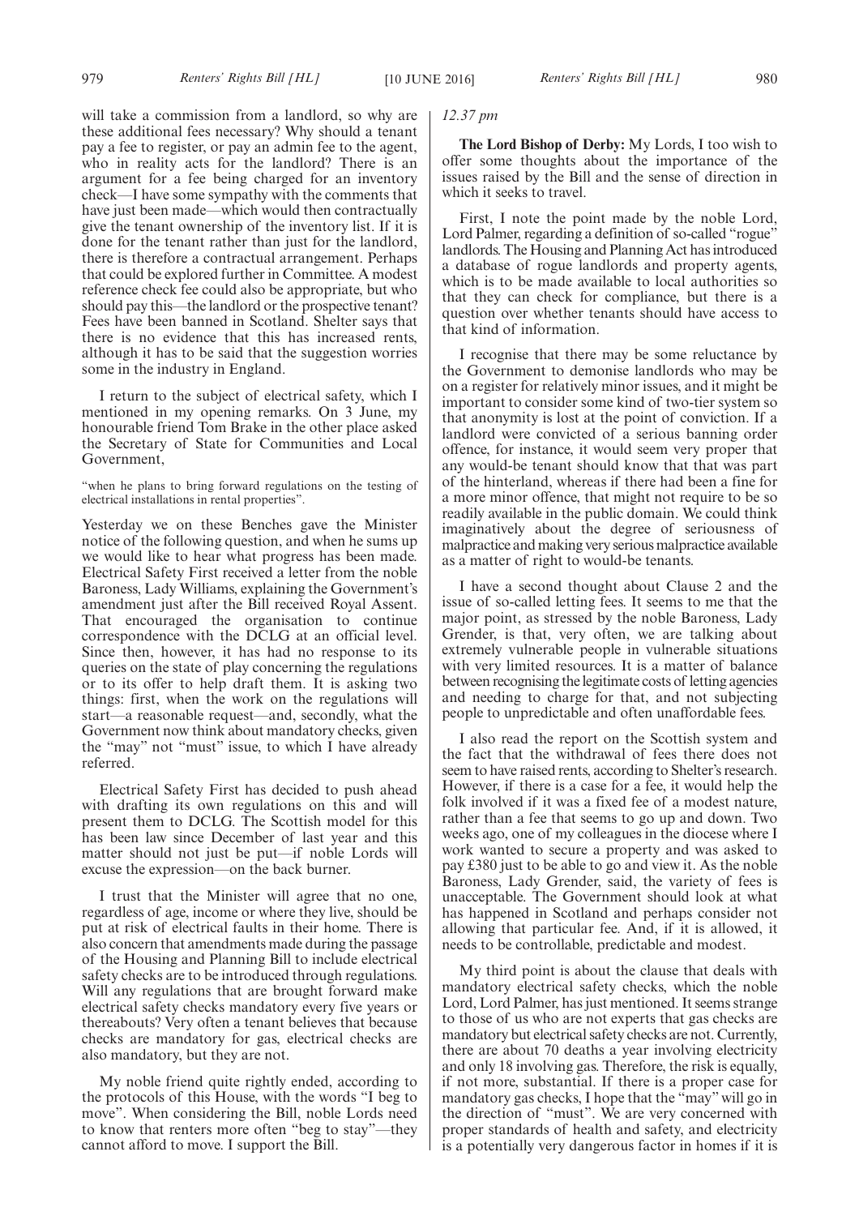will take a commission from a landlord, so why are these additional fees necessary? Why should a tenant pay a fee to register, or pay an admin fee to the agent, who in reality acts for the landlord? There is an argument for a fee being charged for an inventory check—I have some sympathy with the comments that have just been made—which would then contractually give the tenant ownership of the inventory list. If it is done for the tenant rather than just for the landlord, there is therefore a contractual arrangement. Perhaps that could be explored further in Committee. A modest reference check fee could also be appropriate, but who should pay this—the landlord or the prospective tenant? Fees have been banned in Scotland. Shelter says that there is no evidence that this has increased rents, although it has to be said that the suggestion worries some in the industry in England.

I return to the subject of electrical safety, which I mentioned in my opening remarks. On 3 June, my honourable friend Tom Brake in the other place asked the Secretary of State for Communities and Local Government,

"when he plans to bring forward regulations on the testing of electrical installations in rental properties".

Yesterday we on these Benches gave the Minister notice of the following question, and when he sums up we would like to hear what progress has been made. Electrical Safety First received a letter from the noble Baroness, Lady Williams, explaining the Government's amendment just after the Bill received Royal Assent. That encouraged the organisation to continue correspondence with the DCLG at an official level. Since then, however, it has had no response to its queries on the state of play concerning the regulations or to its offer to help draft them. It is asking two things: first, when the work on the regulations will start—a reasonable request—and, secondly, what the Government now think about mandatory checks, given the "may" not "must" issue, to which I have already referred.

Electrical Safety First has decided to push ahead with drafting its own regulations on this and will present them to DCLG. The Scottish model for this has been law since December of last year and this matter should not just be put—if noble Lords will excuse the expression—on the back burner.

I trust that the Minister will agree that no one, regardless of age, income or where they live, should be put at risk of electrical faults in their home. There is also concern that amendments made during the passage of the Housing and Planning Bill to include electrical safety checks are to be introduced through regulations. Will any regulations that are brought forward make electrical safety checks mandatory every five years or thereabouts? Very often a tenant believes that because checks are mandatory for gas, electrical checks are also mandatory, but they are not.

My noble friend quite rightly ended, according to the protocols of this House, with the words "I beg to move". When considering the Bill, noble Lords need to know that renters more often "beg to stay"—they cannot afford to move. I support the Bill.

*12.37 pm*

**The Lord Bishop of Derby:** My Lords, I too wish to offer some thoughts about the importance of the issues raised by the Bill and the sense of direction in which it seeks to travel.

First, I note the point made by the noble Lord, Lord Palmer, regarding a definition of so-called "rogue" landlords. The Housing and Planning Act has introduced a database of rogue landlords and property agents, which is to be made available to local authorities so that they can check for compliance, but there is a question over whether tenants should have access to that kind of information.

I recognise that there may be some reluctance by the Government to demonise landlords who may be on a register for relatively minor issues, and it might be important to consider some kind of two-tier system so that anonymity is lost at the point of conviction. If a landlord were convicted of a serious banning order offence, for instance, it would seem very proper that any would-be tenant should know that that was part of the hinterland, whereas if there had been a fine for a more minor offence, that might not require to be so readily available in the public domain. We could think imaginatively about the degree of seriousness of malpractice and making very serious malpractice available as a matter of right to would-be tenants.

I have a second thought about Clause 2 and the issue of so-called letting fees. It seems to me that the major point, as stressed by the noble Baroness, Lady Grender, is that, very often, we are talking about extremely vulnerable people in vulnerable situations with very limited resources. It is a matter of balance between recognising the legitimate costs of letting agencies and needing to charge for that, and not subjecting people to unpredictable and often unaffordable fees.

I also read the report on the Scottish system and the fact that the withdrawal of fees there does not seem to have raised rents, according to Shelter's research. However, if there is a case for a fee, it would help the folk involved if it was a fixed fee of a modest nature, rather than a fee that seems to go up and down. Two weeks ago, one of my colleagues in the diocese where I work wanted to secure a property and was asked to pay £380 just to be able to go and view it. As the noble Baroness, Lady Grender, said, the variety of fees is unacceptable. The Government should look at what has happened in Scotland and perhaps consider not allowing that particular fee. And, if it is allowed, it needs to be controllable, predictable and modest.

My third point is about the clause that deals with mandatory electrical safety checks, which the noble Lord, Lord Palmer, has just mentioned. It seems strange to those of us who are not experts that gas checks are mandatory but electrical safety checks are not. Currently, there are about 70 deaths a year involving electricity and only 18 involving gas. Therefore, the risk is equally, if not more, substantial. If there is a proper case for mandatory gas checks, I hope that the "may" will go in the direction of "must". We are very concerned with proper standards of health and safety, and electricity is a potentially very dangerous factor in homes if it is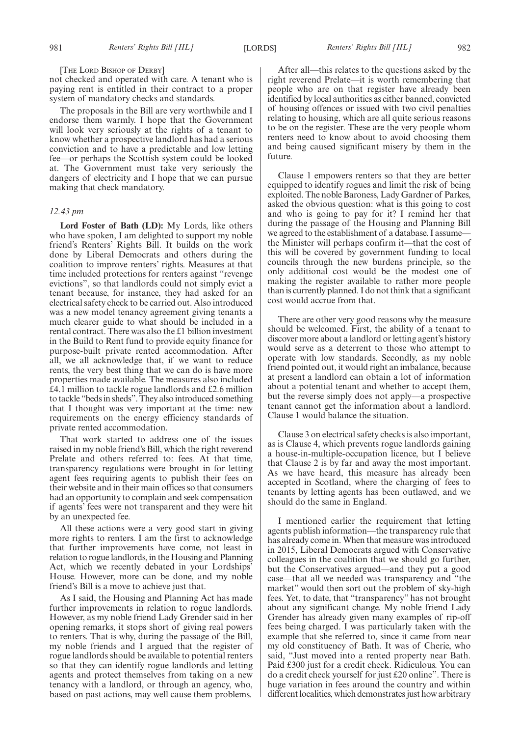[THE LORD BISHOP OF DERBY]

not checked and operated with care. A tenant who is paying rent is entitled in their contract to a proper system of mandatory checks and standards.

The proposals in the Bill are very worthwhile and I endorse them warmly. I hope that the Government will look very seriously at the rights of a tenant to know whether a prospective landlord has had a serious conviction and to have a predictable and low letting fee—or perhaps the Scottish system could be looked at. The Government must take very seriously the dangers of electricity and I hope that we can pursue making that check mandatory.

*12.43 pm*

**Lord Foster of Bath (LD):** My Lords, like others who have spoken, I am delighted to support my noble friend's Renters' Rights Bill. It builds on the work done by Liberal Democrats and others during the coalition to improve renters' rights. Measures at that time included protections for renters against "revenge evictions", so that landlords could not simply evict a tenant because, for instance, they had asked for an electrical safety check to be carried out. Also introduced was a new model tenancy agreement giving tenants a much clearer guide to what should be included in a rental contract. There was also the £1 billion investment in the Build to Rent fund to provide equity finance for purpose-built private rented accommodation. After all, we all acknowledge that, if we want to reduce rents, the very best thing that we can do is have more properties made available. The measures also included £4.1 million to tackle rogue landlords and £2.6 million to tackle "beds in sheds". They also introduced something that I thought was very important at the time: new requirements on the energy efficiency standards of private rented accommodation.

That work started to address one of the issues raised in my noble friend's Bill, which the right reverend Prelate and others referred to: fees. At that time, transparency regulations were brought in for letting agent fees requiring agents to publish their fees on their website and in their main offices so that consumers had an opportunity to complain and seek compensation if agents' fees were not transparent and they were hit by an unexpected fee.

All these actions were a very good start in giving more rights to renters. I am the first to acknowledge that further improvements have come, not least in relation to rogue landlords, in the Housing and Planning Act, which we recently debated in your Lordships' House. However, more can be done, and my noble friend's Bill is a move to achieve just that.

As I said, the Housing and Planning Act has made further improvements in relation to rogue landlords. However, as my noble friend Lady Grender said in her opening remarks, it stops short of giving real powers to renters. That is why, during the passage of the Bill, my noble friends and I argued that the register of rogue landlords should be available to potential renters so that they can identify rogue landlords and letting agents and protect themselves from taking on a new tenancy with a landlord, or through an agency, who, based on past actions, may well cause them problems.

After all—this relates to the questions asked by the right reverend Prelate—it is worth remembering that people who are on that register have already been identified by local authorities as either banned, convicted of housing offences or issued with two civil penalties relating to housing, which are all quite serious reasons to be on the register. These are the very people whom renters need to know about to avoid choosing them and being caused significant misery by them in the future.

Clause 1 empowers renters so that they are better equipped to identify rogues and limit the risk of being exploited. The noble Baroness, Lady Gardner of Parkes, asked the obvious question: what is this going to cost and who is going to pay for it? I remind her that during the passage of the Housing and Planning Bill we agreed to the establishment of a database. I assume—the Minister will perhaps confirm it—that the cost of this will be covered by government funding to local councils through the new burdens principle, so the only additional cost would be the modest one of making the register available to rather more people than is currently planned. I do not think that a significant cost would accrue from that.

There are other very good reasons why the measure should be welcomed. First, the ability of a tenant to discover more about a landlord or letting agent's history would serve as a deterrent to those who attempt to operate with low standards. Secondly, as my noble friend pointed out, it would right an imbalance, because at present a landlord can obtain a lot of information about a potential tenant and whether to accept them, but the reverse simply does not apply—a prospective tenant cannot get the information about a landlord. Clause 1 would balance the situation.

Clause 3 on electrical safety checks is also important, as is Clause 4, which prevents rogue landlords gaining a house-in-multiple-occupation licence, but I believe that Clause 2 is by far and away the most important. As we have heard, this measure has already been accepted in Scotland, where the charging of fees to tenants by letting agents has been outlawed, and we should do the same in England.

I mentioned earlier the requirement that letting agents publish information—the transparency rule that has already come in. When that measure was introduced in 2015, Liberal Democrats argued with Conservative colleagues in the coalition that we should go further, but the Conservatives argued—and they put a good case—that all we needed was transparency and "the market" would then sort out the problem of sky-high fees. Yet, to date, that "transparency" has not brought about any significant change. My noble friend Lady Grender has already given many examples of rip-off fees being charged. I was particularly taken with the example that she referred to, since it came from near my old constituency of Bath. It was of Cherie, who said, "Just moved into a rented property near Bath. Paid £300 just for a credit check. Ridiculous. You can do a credit check yourself for just £20 online". There is huge variation in fees around the country and within different localities, which demonstrates just how arbitrary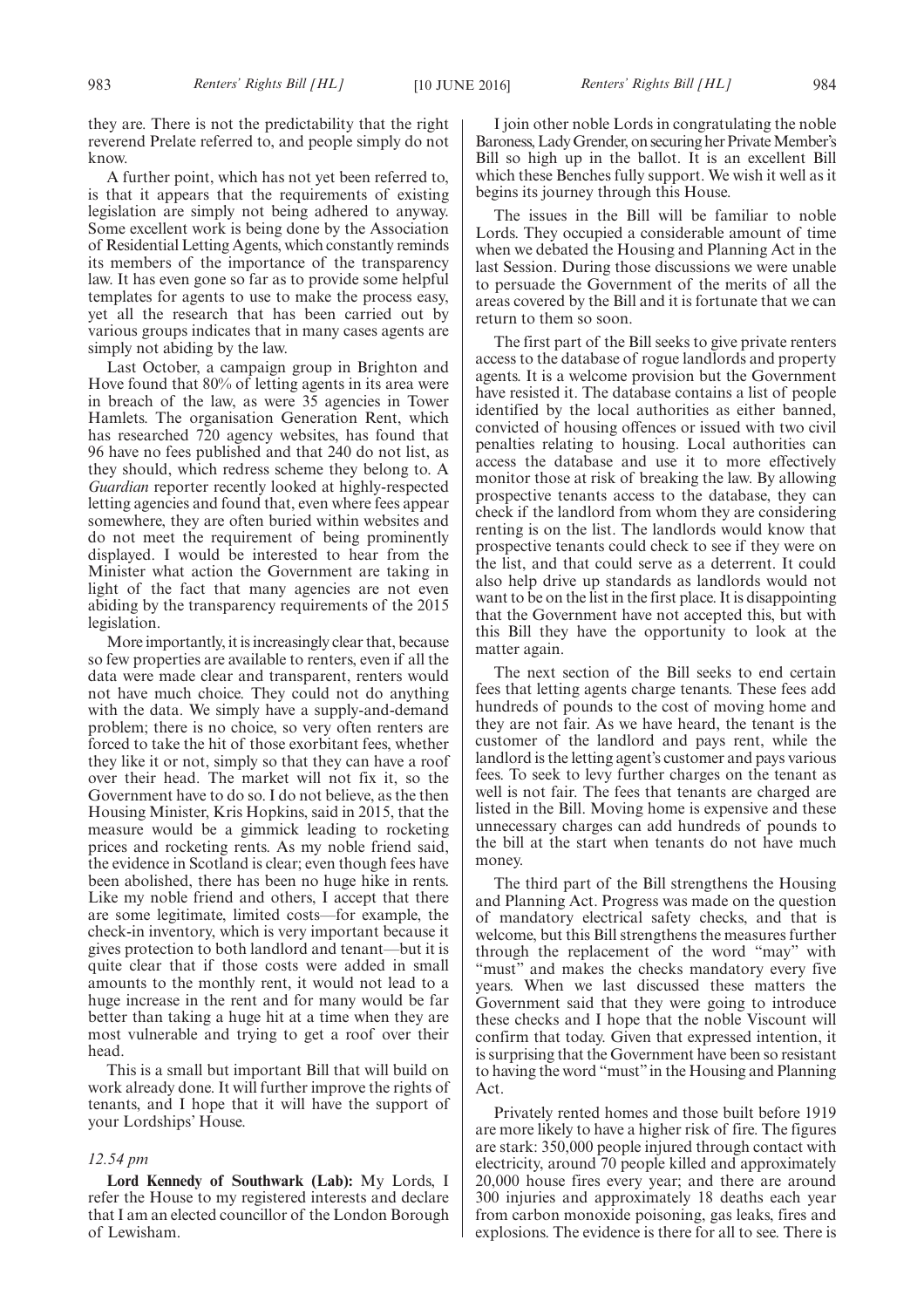they are. There is not the predictability that the right reverend Prelate referred to, and people simply do not know.

A further point, which has not yet been referred to, is that it appears that the requirements of existing legislation are simply not being adhered to anyway. Some excellent work is being done by the Association of Residential Letting Agents, which constantly reminds its members of the importance of the transparency law. It has even gone so far as to provide some helpful templates for agents to use to make the process easy, yet all the research that has been carried out by various groups indicates that in many cases agents are simply not abiding by the law.

Last October, a campaign group in Brighton and Hove found that 80% of letting agents in its area were in breach of the law, as were 35 agencies in Tower Hamlets. The organisation Generation Rent, which has researched 720 agency websites, has found that 96 have no fees published and that 240 do not list, as they should, which redress scheme they belong to. A *Guardian* reporter recently looked at highly-respected letting agencies and found that, even where fees appear somewhere, they are often buried within websites and do not meet the requirement of being prominently displayed. I would be interested to hear from the Minister what action the Government are taking in light of the fact that many agencies are not even abiding by the transparency requirements of the 2015 legislation.

More importantly, it is increasingly clear that, because so few properties are available to renters, even if all the data were made clear and transparent, renters would not have much choice. They could not do anything with the data. We simply have a supply-and-demand problem; there is no choice, so very often renters are forced to take the hit of those exorbitant fees, whether they like it or not, simply so that they can have a roof over their head. The market will not fix it, so the Government have to do so. I do not believe, as the then Housing Minister, Kris Hopkins, said in 2015, that the measure would be a gimmick leading to rocketing prices and rocketing rents. As my noble friend said, the evidence in Scotland is clear; even though fees have been abolished, there has been no huge hike in rents. Like my noble friend and others, I accept that there are some legitimate, limited costs—for example, the check-in inventory, which is very important because it gives protection to both landlord and tenant—but it is quite clear that if those costs were added in small amounts to the monthly rent, it would not lead to a huge increase in the rent and for many would be far better than taking a huge hit at a time when they are most vulnerable and trying to get a roof over their head.

This is a small but important Bill that will build on work already done. It will further improve the rights of tenants, and I hope that it will have the support of your Lordships' House.

*12.54 pm*

**Lord Kennedy of Southwark (Lab):** My Lords, I refer the House to my registered interests and declare that I am an elected councillor of the London Borough of Lewisham.

I join other noble Lords in congratulating the noble Baroness, Lady Grender, on securing her Private Member's Bill so high up in the ballot. It is an excellent Bill which these Benches fully support. We wish it well as it begins its journey through this House.

The issues in the Bill will be familiar to noble Lords. They occupied a considerable amount of time when we debated the Housing and Planning Act in the last Session. During those discussions we were unable to persuade the Government of the merits of all the areas covered by the Bill and it is fortunate that we can return to them so soon.

The first part of the Bill seeks to give private renters access to the database of rogue landlords and property agents. It is a welcome provision but the Government have resisted it. The database contains a list of people identified by the local authorities as either banned, convicted of housing offences or issued with two civil penalties relating to housing. Local authorities can access the database and use it to more effectively monitor those at risk of breaking the law. By allowing prospective tenants access to the database, they can check if the landlord from whom they are considering renting is on the list. The landlords would know that prospective tenants could check to see if they were on the list, and that could serve as a deterrent. It could also help drive up standards as landlords would not want to be on the list in the first place. It is disappointing that the Government have not accepted this, but with this Bill they have the opportunity to look at the matter again.

The next section of the Bill seeks to end certain fees that letting agents charge tenants. These fees add hundreds of pounds to the cost of moving home and they are not fair. As we have heard, the tenant is the customer of the landlord and pays rent, while the landlord is the letting agent's customer and pays various fees. To seek to levy further charges on the tenant as well is not fair. The fees that tenants are charged are listed in the Bill. Moving home is expensive and these unnecessary charges can add hundreds of pounds to the bill at the start when tenants do not have much money.

The third part of the Bill strengthens the Housing and Planning Act. Progress was made on the question of mandatory electrical safety checks, and that is welcome, but this Bill strengthens the measures further through the replacement of the word "may" with "must" and makes the checks mandatory every five years. When we last discussed these matters the Government said that they were going to introduce these checks and I hope that the noble Viscount will confirm that today. Given that expressed intention, it is surprising that the Government have been so resistant to having the word "must" in the Housing and Planning Act.

Privately rented homes and those built before 1919 are more likely to have a higher risk of fire. The figures are stark: 350,000 people injured through contact with electricity, around 70 people killed and approximately 20,000 house fires every year; and there are around 300 injuries and approximately 18 deaths each year from carbon monoxide poisoning, gas leaks, fires and explosions. The evidence is there for all to see. There is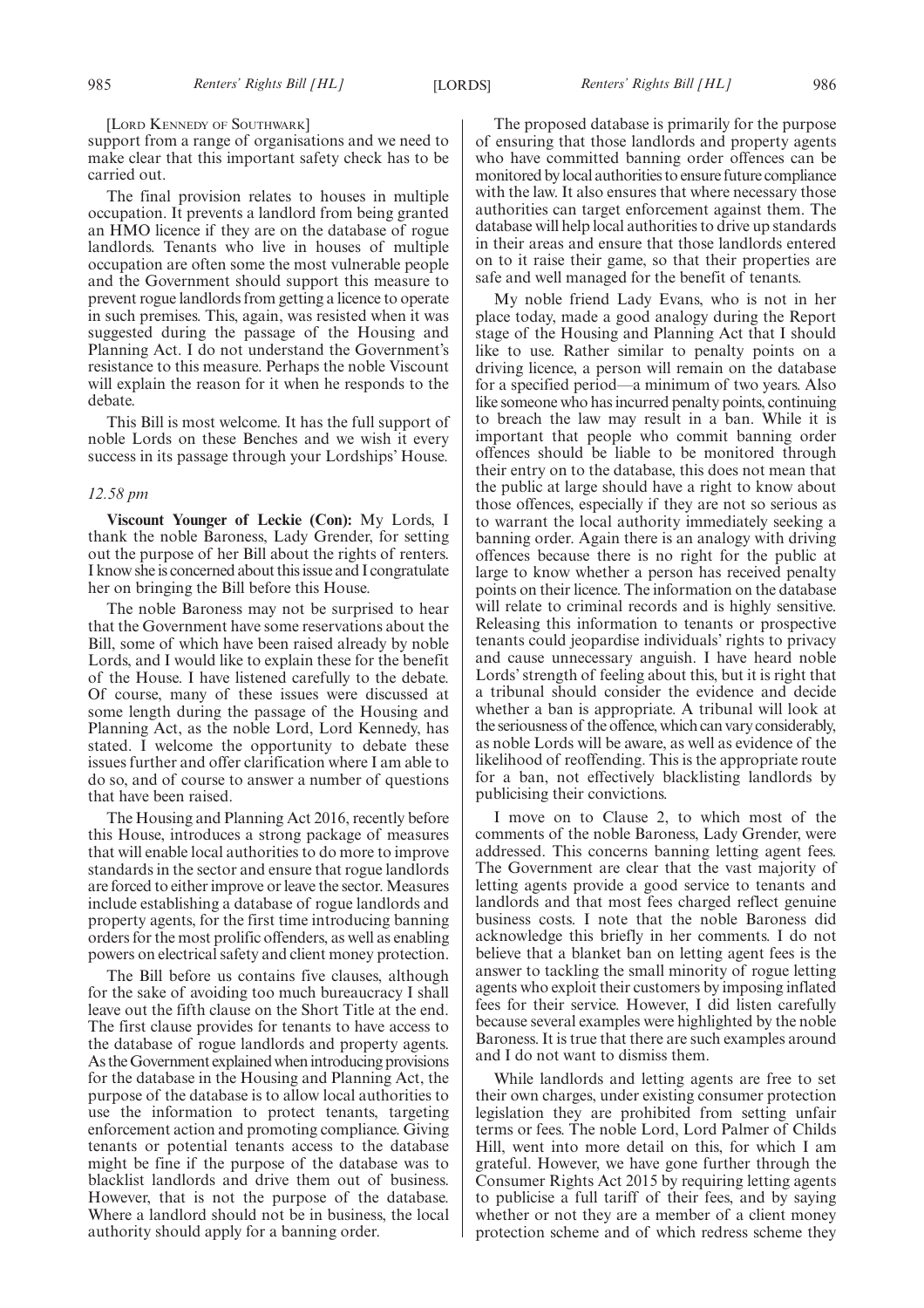[LORD KENNEDY OF SOUTHWARK]

support from a range of organisations and we need to make clear that this important safety check has to be carried out.

The final provision relates to houses in multiple occupation. It prevents a landlord from being granted an HMO licence if they are on the database of rogue landlords. Tenants who live in houses of multiple occupation are often some the most vulnerable people and the Government should support this measure to prevent rogue landlords from getting a licence to operate in such premises. This, again, was resisted when it was suggested during the passage of the Housing and Planning Act. I do not understand the Government's resistance to this measure. Perhaps the noble Viscount will explain the reason for it when he responds to the debate.

This Bill is most welcome. It has the full support of noble Lords on these Benches and we wish it every success in its passage through your Lordships' House.

*12.58 pm*

**Viscount Younger of Leckie (Con):** My Lords, I thank the noble Baroness, Lady Grender, for setting out the purpose of her Bill about the rights of renters. I know she is concerned about this issue and I congratulate her on bringing the Bill before this House.

The noble Baroness may not be surprised to hear that the Government have some reservations about the Bill, some of which have been raised already by noble Lords, and I would like to explain these for the benefit of the House. I have listened carefully to the debate. Of course, many of these issues were discussed at some length during the passage of the Housing and Planning Act, as the noble Lord, Lord Kennedy, has stated. I welcome the opportunity to debate these issues further and offer clarification where I am able to do so, and of course to answer a number of questions that have been raised.

The Housing and Planning Act 2016, recently before this House, introduces a strong package of measures that will enable local authorities to do more to improve standards in the sector and ensure that rogue landlords are forced to either improve or leave the sector. Measures include establishing a database of rogue landlords and property agents, for the first time introducing banning orders for the most prolific offenders, as well as enabling powers on electrical safety and client money protection.

The Bill before us contains five clauses, although for the sake of avoiding too much bureaucracy I shall leave out the fifth clause on the Short Title at the end. The first clause provides for tenants to have access to the database of rogue landlords and property agents. As the Government explained when introducing provisions for the database in the Housing and Planning Act, the purpose of the database is to allow local authorities to use the information to protect tenants, targeting enforcement action and promoting compliance. Giving tenants or potential tenants access to the database might be fine if the purpose of the database was to blacklist landlords and drive them out of business. However, that is not the purpose of the database. Where a landlord should not be in business, the local authority should apply for a banning order.

The proposed database is primarily for the purpose of ensuring that those landlords and property agents who have committed banning order offences can be monitored by local authorities to ensure future compliance with the law. It also ensures that where necessary those authorities can target enforcement against them. The database will help local authorities to drive up standards in their areas and ensure that those landlords entered on to it raise their game, so that their properties are safe and well managed for the benefit of tenants.

My noble friend Lady Evans, who is not in her place today, made a good analogy during the Report stage of the Housing and Planning Act that I should like to use. Rather similar to penalty points on a driving licence, a person will remain on the database for a specified period—a minimum of two years. Also like someone who has incurred penalty points, continuing to breach the law may result in a ban. While it is important that people who commit banning order offences should be liable to be monitored through their entry on to the database, this does not mean that the public at large should have a right to know about those offences, especially if they are not so serious as to warrant the local authority immediately seeking a banning order. Again there is an analogy with driving offences because there is no right for the public at large to know whether a person has received penalty points on their licence. The information on the database will relate to criminal records and is highly sensitive. Releasing this information to tenants or prospective tenants could jeopardise individuals' rights to privacy and cause unnecessary anguish. I have heard noble Lords' strength of feeling about this, but it is right that a tribunal should consider the evidence and decide whether a ban is appropriate. A tribunal will look at the seriousness of the offence, which can vary considerably, as noble Lords will be aware, as well as evidence of the likelihood of reoffending. This is the appropriate route for a ban, not effectively blacklisting landlords by publicising their convictions.

I move on to Clause 2, to which most of the comments of the noble Baroness, Lady Grender, were addressed. This concerns banning letting agent fees. The Government are clear that the vast majority of letting agents provide a good service to tenants and landlords and that most fees charged reflect genuine business costs. I note that the noble Baroness did acknowledge this briefly in her comments. I do not believe that a blanket ban on letting agent fees is the answer to tackling the small minority of rogue letting agents who exploit their customers by imposing inflated fees for their service. However, I did listen carefully because several examples were highlighted by the noble Baroness. It is true that there are such examples around and I do not want to dismiss them.

While landlords and letting agents are free to set their own charges, under existing consumer protection legislation they are prohibited from setting unfair terms or fees. The noble Lord, Lord Palmer of Childs Hill, went into more detail on this, for which I am grateful. However, we have gone further through the Consumer Rights Act 2015 by requiring letting agents to publicise a full tariff of their fees, and by saying whether or not they are a member of a client money protection scheme and of which redress scheme they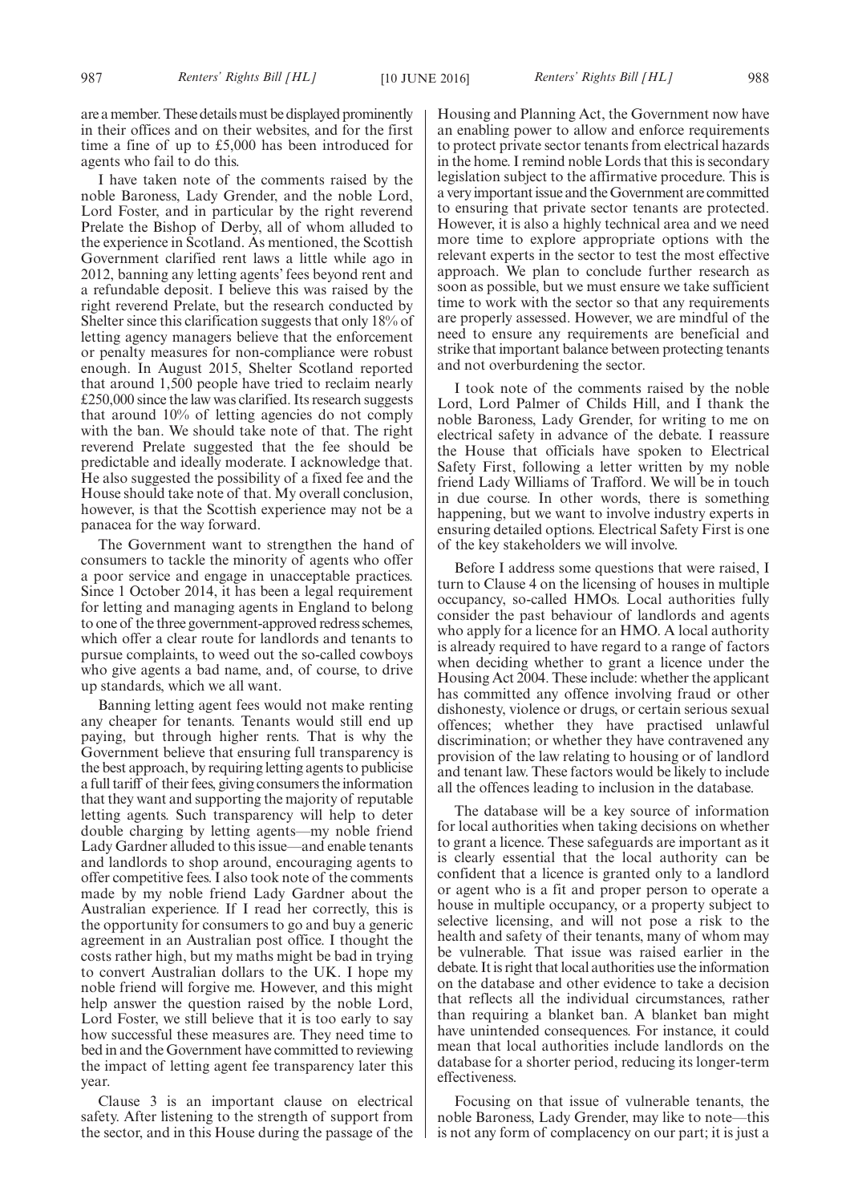are a member. These details must be displayed prominently in their offices and on their websites, and for the first time a fine of up to £5,000 has been introduced for agents who fail to do this.

I have taken note of the comments raised by the noble Baroness, Lady Grender, and the noble Lord, Lord Foster, and in particular by the right reverend Prelate the Bishop of Derby, all of whom alluded to the experience in Scotland. As mentioned, the Scottish Government clarified rent laws a little while ago in 2012, banning any letting agents' fees beyond rent and a refundable deposit. I believe this was raised by the right reverend Prelate, but the research conducted by Shelter since this clarification suggests that only 18% of letting agency managers believe that the enforcement or penalty measures for non-compliance were robust enough. In August 2015, Shelter Scotland reported that around 1,500 people have tried to reclaim nearly £250,000 since the law was clarified. Its research suggests that around 10% of letting agencies do not comply with the ban. We should take note of that. The right reverend Prelate suggested that the fee should be predictable and ideally moderate. I acknowledge that. He also suggested the possibility of a fixed fee and the House should take note of that. My overall conclusion, however, is that the Scottish experience may not be a panacea for the way forward.

The Government want to strengthen the hand of consumers to tackle the minority of agents who offer a poor service and engage in unacceptable practices. Since 1 October 2014, it has been a legal requirement for letting and managing agents in England to belong to one of the three government-approved redress schemes, which offer a clear route for landlords and tenants to pursue complaints, to weed out the so-called cowboys who give agents a bad name, and, of course, to drive up standards, which we all want.

Banning letting agent fees would not make renting any cheaper for tenants. Tenants would still end up paying, but through higher rents. That is why the Government believe that ensuring full transparency is the best approach, by requiring letting agents to publicise a full tariff of their fees, giving consumers the information that they want and supporting the majority of reputable letting agents. Such transparency will help to deter double charging by letting agents—my noble friend Lady Gardner alluded to this issue—and enable tenants and landlords to shop around, encouraging agents to offer competitive fees. I also took note of the comments made by my noble friend Lady Gardner about the Australian experience. If I read her correctly, this is the opportunity for consumers to go and buy a generic agreement in an Australian post office. I thought the costs rather high, but my maths might be bad in trying to convert Australian dollars to the UK. I hope my noble friend will forgive me. However, and this might help answer the question raised by the noble Lord, Lord Foster, we still believe that it is too early to say how successful these measures are. They need time to bed in and the Government have committed to reviewing the impact of letting agent fee transparency later this year.

Clause 3 is an important clause on electrical safety. After listening to the strength of support from the sector, and in this House during the passage of the Housing and Planning Act, the Government now have an enabling power to allow and enforce requirements to protect private sector tenants from electrical hazards in the home. I remind noble Lords that this is secondary legislation subject to the affirmative procedure. This is a very important issue and the Government are committed to ensuring that private sector tenants are protected. However, it is also a highly technical area and we need more time to explore appropriate options with the relevant experts in the sector to test the most effective approach. We plan to conclude further research as soon as possible, but we must ensure we take sufficient time to work with the sector so that any requirements are properly assessed. However, we are mindful of the need to ensure any requirements are beneficial and strike that important balance between protecting tenants and not overburdening the sector.

I took note of the comments raised by the noble Lord, Lord Palmer of Childs Hill, and I thank the noble Baroness, Lady Grender, for writing to me on electrical safety in advance of the debate. I reassure the House that officials have spoken to Electrical Safety First, following a letter written by my noble friend Lady Williams of Trafford. We will be in touch in due course. In other words, there is something happening, but we want to involve industry experts in ensuring detailed options. Electrical Safety First is one of the key stakeholders we will involve.

Before I address some questions that were raised, I turn to Clause 4 on the licensing of houses in multiple occupancy, so-called HMOs. Local authorities fully consider the past behaviour of landlords and agents who apply for a licence for an HMO. A local authority is already required to have regard to a range of factors when deciding whether to grant a licence under the Housing Act 2004. These include: whether the applicant has committed any offence involving fraud or other dishonesty, violence or drugs, or certain serious sexual offences; whether they have practised unlawful discrimination; or whether they have contravened any provision of the law relating to housing or of landlord and tenant law. These factors would be likely to include all the offences leading to inclusion in the database.

The database will be a key source of information for local authorities when taking decisions on whether to grant a licence. These safeguards are important as it is clearly essential that the local authority can be confident that a licence is granted only to a landlord or agent who is a fit and proper person to operate a house in multiple occupancy, or a property subject to selective licensing, and will not pose a risk to the health and safety of their tenants, many of whom may be vulnerable. That issue was raised earlier in the debate. It is right that local authorities use the information on the database and other evidence to take a decision that reflects all the individual circumstances, rather than requiring a blanket ban. A blanket ban might have unintended consequences. For instance, it could mean that local authorities include landlords on the database for a shorter period, reducing its longer-term effectiveness.

Focusing on that issue of vulnerable tenants, the noble Baroness, Lady Grender, may like to note—this is not any form of complacency on our part; it is just a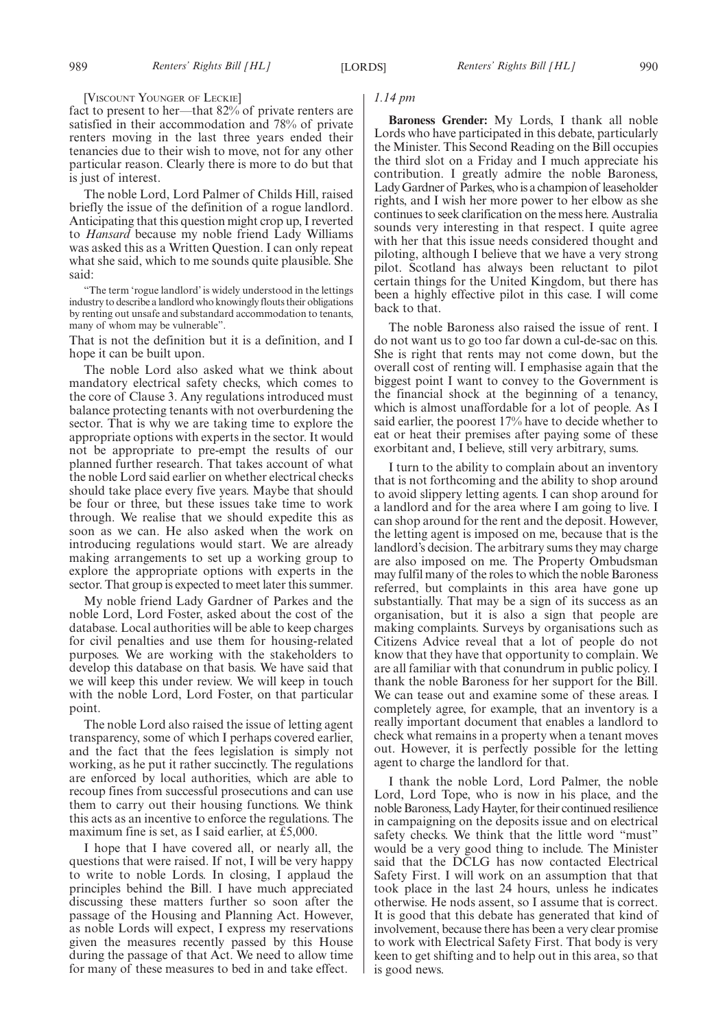[Viscount Younger of Leckie]

fact to present to her—that 82% of private renters are satisfied in their accommodation and 78% of private renters moving in the last three years ended their tenancies due to their wish to move, not for any other particular reason. Clearly there is more to do but that is just of interest.

The noble Lord, Lord Palmer of Childs Hill, raised briefly the issue of the definition of a rogue landlord. Anticipating that this question might crop up, I reverted to *Hansard* because my noble friend Lady Williams was asked this as a Written Question. I can only repeat what she said, which to me sounds quite plausible. She said:

"The term 'rogue landlord' is widely understood in the lettings industry to describe a landlord who knowingly flouts their obligations by renting out unsafe and substandard accommodation to tenants, many of whom may be vulnerable".

That is not the definition but it is a definition, and I hope it can be built upon.

The noble Lord also asked what we think about mandatory electrical safety checks, which comes to the core of Clause 3. Any regulations introduced must balance protecting tenants with not overburdening the sector. That is why we are taking time to explore the appropriate options with experts in the sector. It would not be appropriate to pre-empt the results of our planned further research. That takes account of what the noble Lord said earlier on whether electrical checks should take place every five years. Maybe that should be four or three, but these issues take time to work through. We realise that we should expedite this as soon as we can. He also asked when the work on introducing regulations would start. We are already making arrangements to set up a working group to explore the appropriate options with experts in the sector. That group is expected to meet later this summer.

My noble friend Lady Gardner of Parkes and the noble Lord, Lord Foster, asked about the cost of the database. Local authorities will be able to keep charges for civil penalties and use them for housing-related purposes. We are working with the stakeholders to develop this database on that basis. We have said that we will keep this under review. We will keep in touch with the noble Lord, Lord Foster, on that particular point.

The noble Lord also raised the issue of letting agent transparency, some of which I perhaps covered earlier, and the fact that the fees legislation is simply not working, as he put it rather succinctly. The regulations are enforced by local authorities, which are able to recoup fines from successful prosecutions and can use them to carry out their housing functions. We think this acts as an incentive to enforce the regulations. The maximum fine is set, as I said earlier, at £5,000.

I hope that I have covered all, or nearly all, the questions that were raised. If not, I will be very happy to write to noble Lords. In closing, I applaud the principles behind the Bill. I have much appreciated discussing these matters further so soon after the passage of the Housing and Planning Act. However, as noble Lords will expect, I express my reservations given the measures recently passed by this House during the passage of that Act. We need to allow time for many of these measures to bed in and take effect.

*1.14 pm*

**Baroness Grender:** My Lords, I thank all noble Lords who have participated in this debate, particularly the Minister. This Second Reading on the Bill occupies the third slot on a Friday and I much appreciate his contribution. I greatly admire the noble Baroness, Lady Gardner of Parkes, who is a champion of leaseholder rights, and I wish her more power to her elbow as she continues to seek clarification on the mess here. Australia sounds very interesting in that respect. I quite agree with her that this issue needs considered thought and piloting, although I believe that we have a very strong pilot. Scotland has always been reluctant to pilot certain things for the United Kingdom, but there has been a highly effective pilot in this case. I will come back to that.

The noble Baroness also raised the issue of rent. I do not want us to go too far down a cul-de-sac on this. She is right that rents may not come down, but the overall cost of renting will. I emphasise again that the biggest point I want to convey to the Government is the financial shock at the beginning of a tenancy, which is almost unaffordable for a lot of people. As I said earlier, the poorest 17% have to decide whether to eat or heat their premises after paying some of these exorbitant and, I believe, still very arbitrary, sums.

I turn to the ability to complain about an inventory that is not forthcoming and the ability to shop around to avoid slippery letting agents. I can shop around for a landlord and for the area where I am going to live. I can shop around for the rent and the deposit. However, the letting agent is imposed on me, because that is the landlord's decision. The arbitrary sums they may charge are also imposed on me. The Property Ombudsman may fulfil many of the roles to which the noble Baroness referred, but complaints in this area have gone up substantially. That may be a sign of its success as an organisation, but it is also a sign that people are making complaints. Surveys by organisations such as Citizens Advice reveal that a lot of people do not know that they have that opportunity to complain. We are all familiar with that conundrum in public policy. I thank the noble Baroness for her support for the Bill. We can tease out and examine some of these areas. I completely agree, for example, that an inventory is a really important document that enables a landlord to check what remains in a property when a tenant moves out. However, it is perfectly possible for the letting agent to charge the landlord for that.

I thank the noble Lord, Lord Palmer, the noble Lord, Lord Tope, who is now in his place, and the noble Baroness, Lady Hayter, for their continued resilience in campaigning on the deposits issue and on electrical safety checks. We think that the little word "must" would be a very good thing to include. The Minister said that the DCLG has now contacted Electrical Safety First. I will work on an assumption that that took place in the last 24 hours, unless he indicates otherwise. He nods assent, so I assume that is correct. It is good that this debate has generated that kind of involvement, because there has been a very clear promise to work with Electrical Safety First. That body is very keen to get shifting and to help out in this area, so that is good news.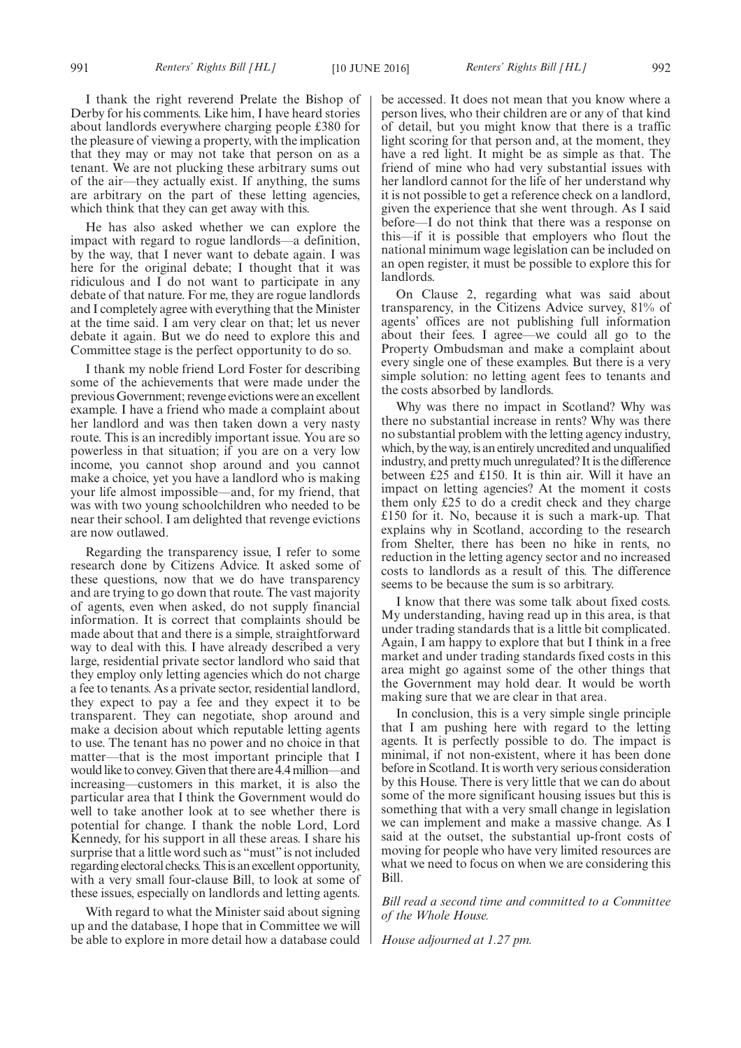I thank the right reverend Prelate the Bishop of Derby for his comments. Like him, I have heard stories about landlords everywhere charging people £380 for the pleasure of viewing a property, with the implication that they may or may not take that person on as a tenant. We are not plucking these arbitrary sums out of the air—they actually exist. If anything, the sums are arbitrary on the part of these letting agencies, which think that they can get away with this.

He has also asked whether we can explore the impact with regard to rogue landlords—a definition, by the way, that I never want to debate again. I was here for the original debate; I thought that it was ridiculous and I do not want to participate in any debate of that nature. For me, they are rogue landlords and I completely agree with everything that the Minister at the time said. I am very clear on that; let us never debate it again. But we do need to explore this and Committee stage is the perfect opportunity to do so.

I thank my noble friend Lord Foster for describing some of the achievements that were made under the previous Government; revenge evictions were an excellent example. I have a friend who made a complaint about her landlord and was then taken down a very nasty route. This is an incredibly important issue. You are so powerless in that situation; if you are on a very low income, you cannot shop around and you cannot make a choice, yet you have a landlord who is making your life almost impossible—and, for my friend, that was with two young schoolchildren who needed to be near their school. I am delighted that revenge evictions are now outlawed.

Regarding the transparency issue, I refer to some research done by Citizens Advice. It asked some of these questions, now that we do have transparency and are trying to go down that route. The vast majority of agents, even when asked, do not supply financial information. It is correct that complaints should be made about that and there is a simple, straightforward way to deal with this. I have already described a very large, residential private sector landlord who said that they employ only letting agencies which do not charge a fee to tenants. As a private sector, residential landlord, they expect to pay a fee and they expect it to be transparent. They can negotiate, shop around and make a decision about which reputable letting agents to use. The tenant has no power and no choice in that matter—that is the most important principle that I would like to convey. Given that there are 4.4 million—and increasing—customers in this market, it is also the particular area that I think the Government would do well to take another look at to see whether there is potential for change. I thank the noble Lord, Lord Kennedy, for his support in all these areas. I share his surprise that a little word such as "must" is not included regarding electoral checks. This is an excellent opportunity, with a very small four-clause Bill, to look at some of these issues, especially on landlords and letting agents.

With regard to what the Minister said about signing up and the database, I hope that in Committee we will be able to explore in more detail how a database could be accessed. It does not mean that you know where a person lives, who their children are or any of that kind of detail, but you might know that there is a traffic light scoring for that person and, at the moment, they have a red light. It might be as simple as that. The friend of mine who had very substantial issues with her landlord cannot for the life of her understand why it is not possible to get a reference check on a landlord, given the experience that she went through. As I said before—I do not think that there was a response on this—if it is possible that employers who flout the national minimum wage legislation can be included on an open register, it must be possible to explore this for landlords.

On Clause 2, regarding what was said about transparency, in the Citizens Advice survey, 81% of agents' offices are not publishing full information about their fees. I agree—we could all go to the Property Ombudsman and make a complaint about every single one of these examples. But there is a very simple solution: no letting agent fees to tenants and the costs absorbed by landlords.

Why was there no impact in Scotland? Why was there no substantial increase in rents? Why was there no substantial problem with the letting agency industry, which, by the way, is an entirely uncredited and unqualified industry, and pretty much unregulated? It is the difference between £25 and £150. It is thin air. Will it have an impact on letting agencies? At the moment it costs them only £25 to do a credit check and they charge £150 for it. No, because it is such a mark-up. That explains why in Scotland, according to the research from Shelter, there has been no hike in rents, no reduction in the letting agency sector and no increased costs to landlords as a result of this. The difference seems to be because the sum is so arbitrary.

I know that there was some talk about fixed costs. My understanding, having read up in this area, is that under trading standards that is a little bit complicated. Again, I am happy to explore that but I think in a free market and under trading standards fixed costs in this area might go against some of the other things that the Government may hold dear. It would be worth making sure that we are clear in that area.

In conclusion, this is a very simple single principle that I am pushing here with regard to the letting agents. It is perfectly possible to do. The impact is minimal, if not non-existent, where it has been done before in Scotland. It is worth very serious consideration by this House. There is very little that we can do about some of the more significant housing issues but this is something that with a very small change in legislation we can implement and make a massive change. As I said at the outset, the substantial up-front costs of moving for people who have very limited resources are what we need to focus on when we are considering this Bill.

*Bill read a second time and committed to a Committee of the Whole House.*

*House adjourned at 1.27 pm.*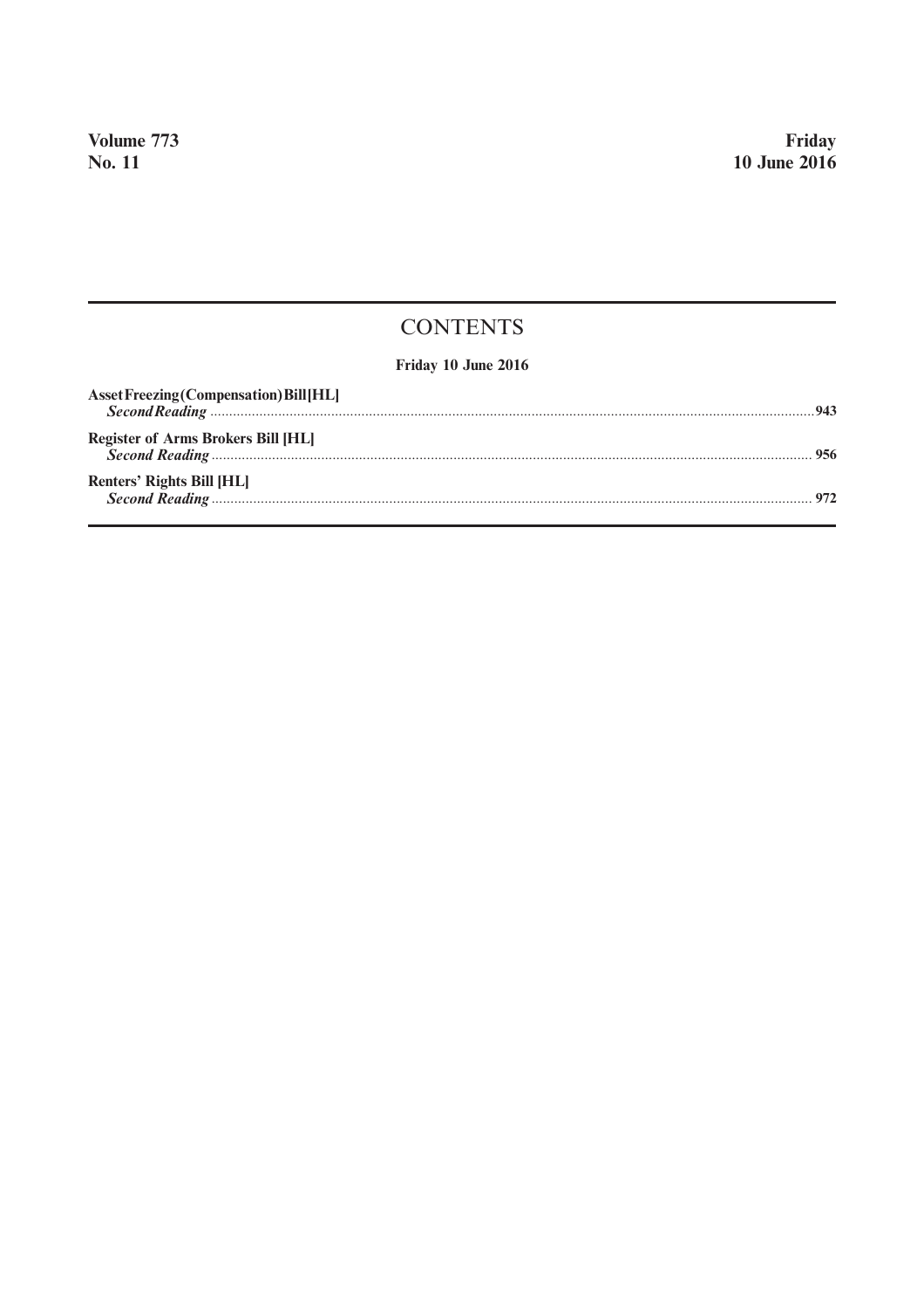**Volume 773**
**No. 11**

**Friday**
**10 June 2016**

## CONTENTS

**Friday 10 June 2016**

**Asset Freezing (Compensation) Bill [HL]**
***Second Reading*** .... **943**

**Register of Arms Brokers Bill [HL]**
***Second Reading*** .... **956**

**Renters' Rights Bill [HL]**
***Second Reading*** .... **972**